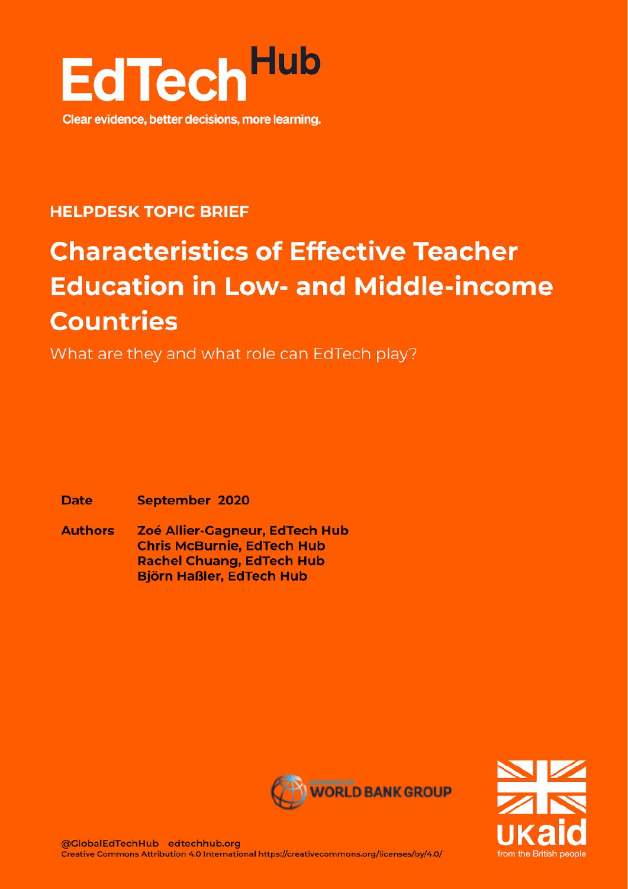EdTech Hub

Clear evidence, better decisions, more learning.

**HELPDESK TOPIC BRIEF**

# Characteristics of Effective Teacher Education in Low- and Middle-income Countries

What are they and what role can EdTech play?

**Date** September 2020

**Authors** Zoé Allier-Gagneur, EdTech Hub
Chris McBurnie, EdTech Hub
Rachel Chuang, EdTech Hub
Björn Haßler, EdTech Hub

Supported by WORLD BANK GROUP

UKaid from the British people

@GlobalEdTechHub edtechhub.org
Creative Commons Attribution 4.0 International https://creativecommons.org/licenses/by/4.0/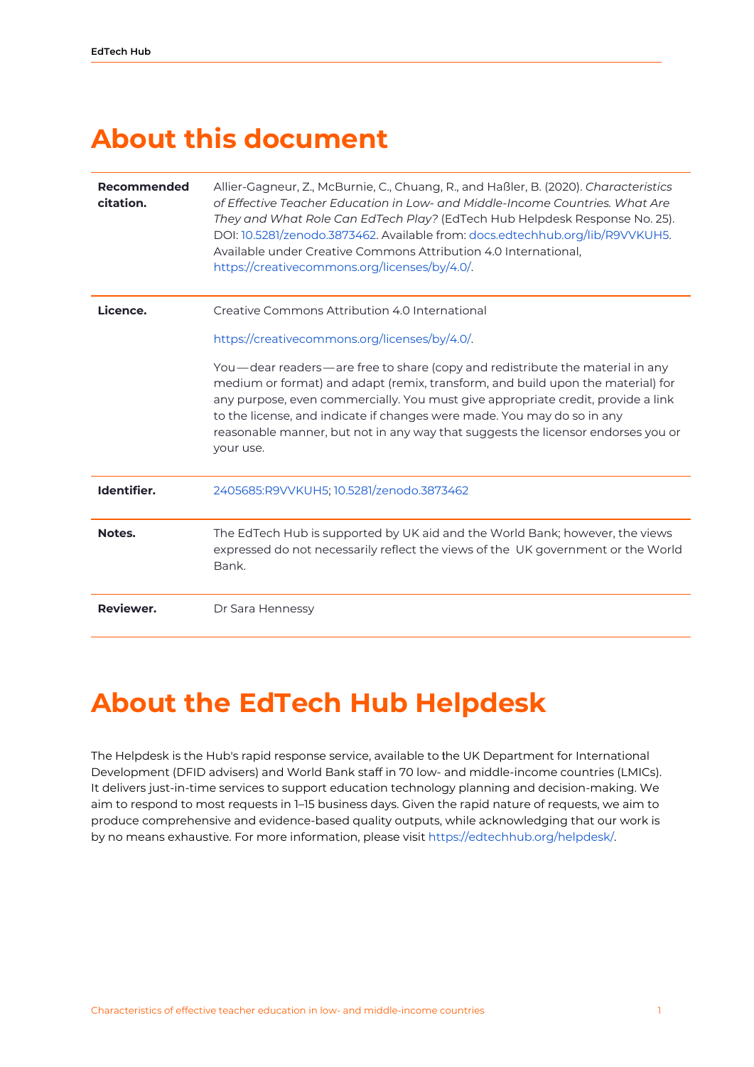# About this document

| | |
|---|---|
| **Recommended citation.** | Allier-Gagneur, Z., McBurnie, C., Chuang, R., and Haßler, B. (2020). *Characteristics of Effective Teacher Education in Low- and Middle-Income Countries. What Are They and What Role Can EdTech Play?* (EdTech Hub Helpdesk Response No. 25). DOI: 10.5281/zenodo.3873462. Available from: docs.edtechhub.org/lib/R9VVKUH5. Available under Creative Commons Attribution 4.0 International, https://creativecommons.org/licenses/by/4.0/. |
| **Licence.** | Creative Commons Attribution 4.0 International<br><br>https://creativecommons.org/licenses/by/4.0/.<br><br>You — dear readers — are free to share (copy and redistribute the material in any medium or format) and adapt (remix, transform, and build upon the material) for any purpose, even commercially. You must give appropriate credit, provide a link to the license, and indicate if changes were made. You may do so in any reasonable manner, but not in any way that suggests the licensor endorses you or your use. |
| **Identifier.** | 2405685:R9VVKUH5; 10.5281/zenodo.3873462 |
| **Notes.** | The EdTech Hub is supported by UK aid and the World Bank; however, the views expressed do not necessarily reflect the views of the UK government or the World Bank. |
| **Reviewer.** | Dr Sara Hennessy |

# About the EdTech Hub Helpdesk

The Helpdesk is the Hub's rapid response service, available to the UK Department for International Development (DFID advisers) and World Bank staff in 70 low- and middle-income countries (LMICs). It delivers just-in-time services to support education technology planning and decision-making. We aim to respond to most requests in 1–15 business days. Given the rapid nature of requests, we aim to produce comprehensive and evidence-based quality outputs, while acknowledging that our work is by no means exhaustive. For more information, please visit https://edtechhub.org/helpdesk/.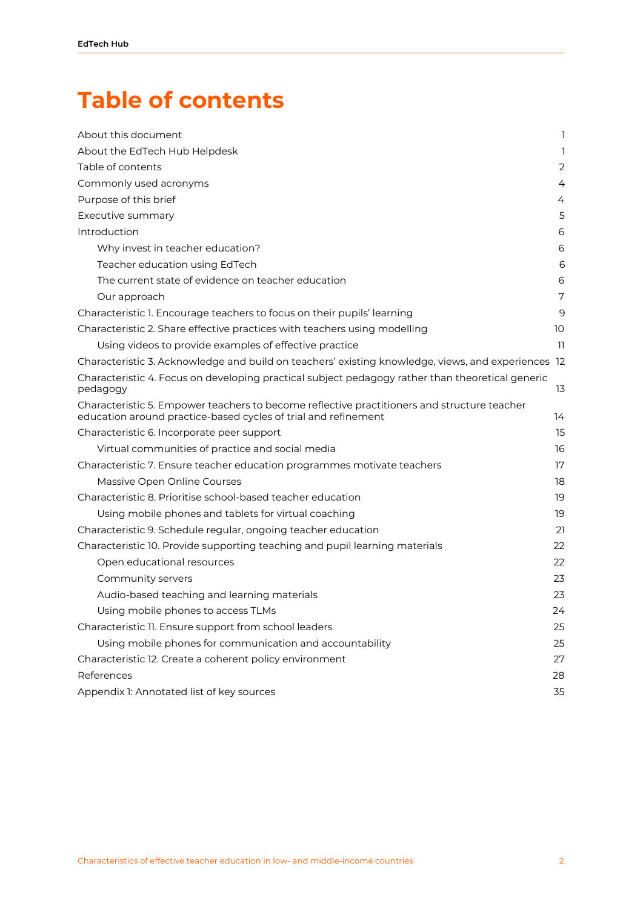# Table of contents

About this document 1

About the EdTech Hub Helpdesk 1

Table of contents 2

Commonly used acronyms 4

Purpose of this brief 4

Executive summary 5

Introduction 6

- Why invest in teacher education? 6
- Teacher education using EdTech 6
- The current state of evidence on teacher education 6
- Our approach 7

Characteristic 1. Encourage teachers to focus on their pupils' learning 9

Characteristic 2. Share effective practices with teachers using modelling 10

- Using videos to provide examples of effective practice 11

Characteristic 3. Acknowledge and build on teachers' existing knowledge, views, and experiences 12

Characteristic 4. Focus on developing practical subject pedagogy rather than theoretical generic pedagogy 13

Characteristic 5. Empower teachers to become reflective practitioners and structure teacher education around practice-based cycles of trial and refinement 14

Characteristic 6. Incorporate peer support 15

- Virtual communities of practice and social media 16

Characteristic 7. Ensure teacher education programmes motivate teachers 17

- Massive Open Online Courses 18

Characteristic 8. Prioritise school-based teacher education 19

- Using mobile phones and tablets for virtual coaching 19

Characteristic 9. Schedule regular, ongoing teacher education 21

Characteristic 10. Provide supporting teaching and pupil learning materials 22

- Open educational resources 22
- Community servers 23
- Audio-based teaching and learning materials 23
- Using mobile phones to access TLMs 24

Characteristic 11. Ensure support from school leaders 25

- Using mobile phones for communication and accountability 25

Characteristic 12. Create a coherent policy environment 27

References 28

Appendix 1: Annotated list of key sources 35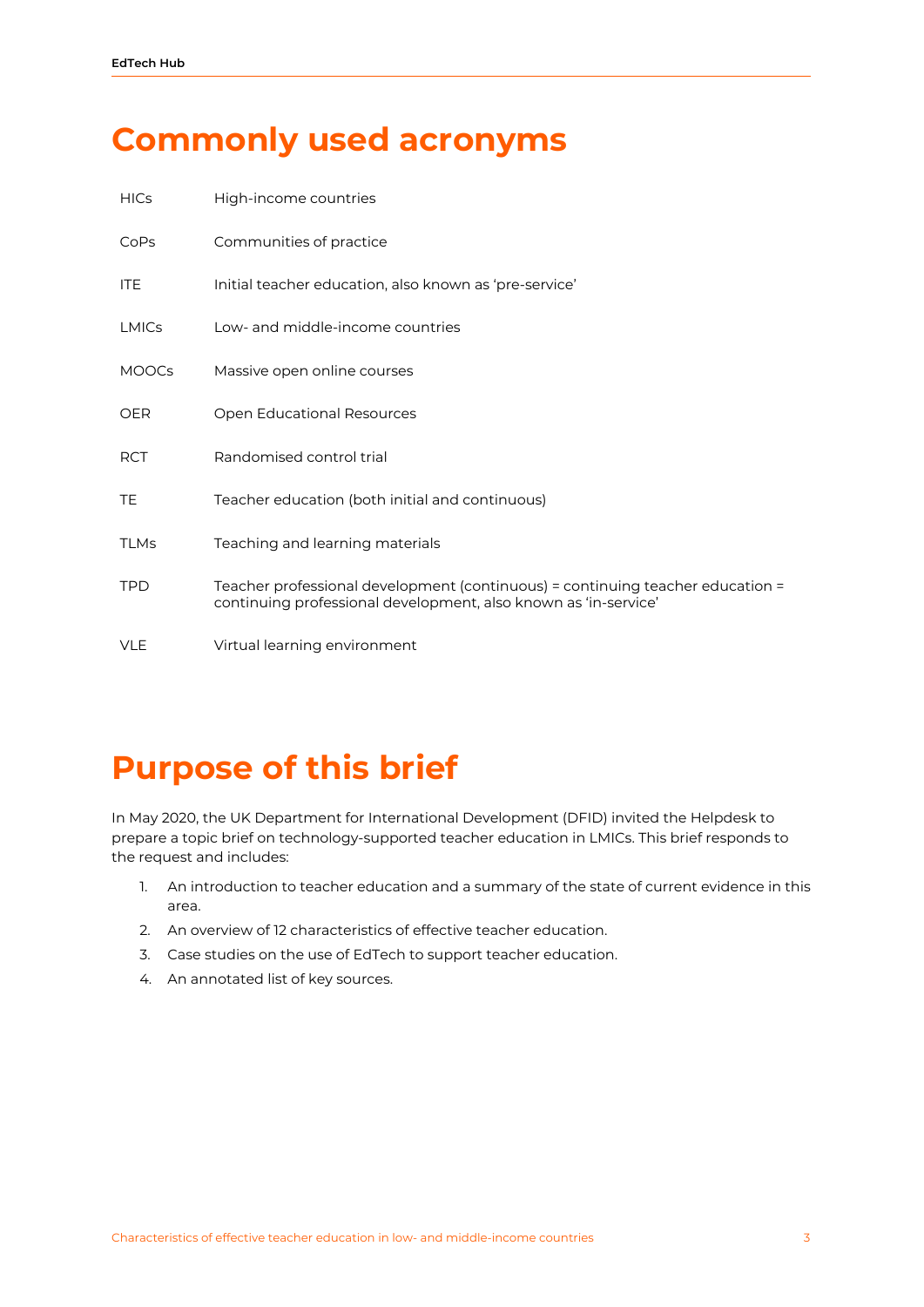# Commonly used acronyms

| | |
|---|---|
| HICs | High-income countries |
| CoPs | Communities of practice |
| ITE | Initial teacher education, also known as 'pre-service' |
| LMICs | Low- and middle-income countries |
| MOOCs | Massive open online courses |
| OER | Open Educational Resources |
| RCT | Randomised control trial |
| TE | Teacher education (both initial and continuous) |
| TLMs | Teaching and learning materials |
| TPD | Teacher professional development (continuous) = continuing teacher education = continuing professional development, also known as 'in-service' |
| VLE | Virtual learning environment |

# Purpose of this brief

In May 2020, the UK Department for International Development (DFID) invited the Helpdesk to prepare a topic brief on technology-supported teacher education in LMICs. This brief responds to the request and includes:

1. An introduction to teacher education and a summary of the state of current evidence in this area.
2. An overview of 12 characteristics of effective teacher education.
3. Case studies on the use of EdTech to support teacher education.
4. An annotated list of key sources.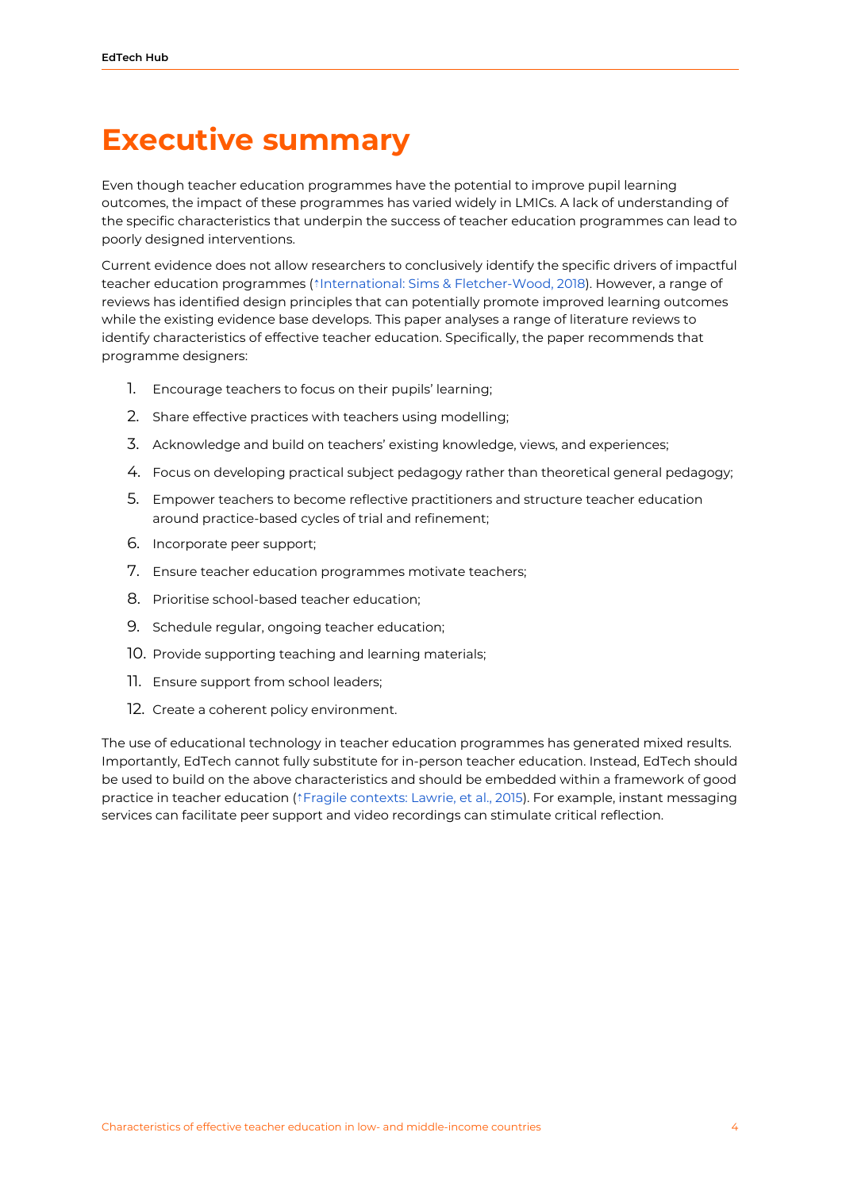# Executive summary

Even though teacher education programmes have the potential to improve pupil learning outcomes, the impact of these programmes has varied widely in LMICs. A lack of understanding of the specific characteristics that underpin the success of teacher education programmes can lead to poorly designed interventions.

Current evidence does not allow researchers to conclusively identify the specific drivers of impactful teacher education programmes (↑International: Sims & Fletcher-Wood, 2018). However, a range of reviews has identified design principles that can potentially promote improved learning outcomes while the existing evidence base develops. This paper analyses a range of literature reviews to identify characteristics of effective teacher education. Specifically, the paper recommends that programme designers:

1. Encourage teachers to focus on their pupils' learning;
2. Share effective practices with teachers using modelling;
3. Acknowledge and build on teachers' existing knowledge, views, and experiences;
4. Focus on developing practical subject pedagogy rather than theoretical general pedagogy;
5. Empower teachers to become reflective practitioners and structure teacher education around practice-based cycles of trial and refinement;
6. Incorporate peer support;
7. Ensure teacher education programmes motivate teachers;
8. Prioritise school-based teacher education;
9. Schedule regular, ongoing teacher education;
10. Provide supporting teaching and learning materials;
11. Ensure support from school leaders;
12. Create a coherent policy environment.

The use of educational technology in teacher education programmes has generated mixed results. Importantly, EdTech cannot fully substitute for in-person teacher education. Instead, EdTech should be used to build on the above characteristics and should be embedded within a framework of good practice in teacher education (↑Fragile contexts: Lawrie, et al., 2015). For example, instant messaging services can facilitate peer support and video recordings can stimulate critical reflection.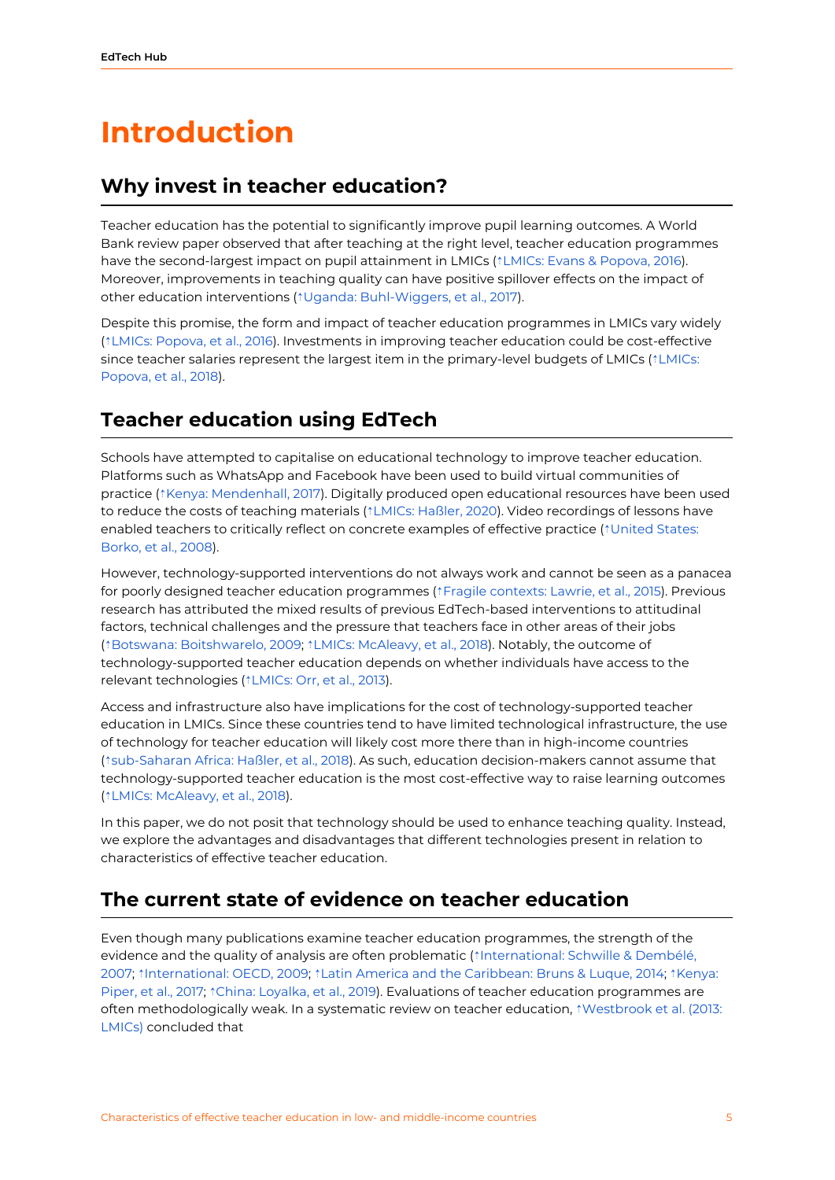# Introduction

## Why invest in teacher education?

Teacher education has the potential to significantly improve pupil learning outcomes. A World Bank review paper observed that after teaching at the right level, teacher education programmes have the second-largest impact on pupil attainment in LMICs (↑LMICs: Evans & Popova, 2016). Moreover, improvements in teaching quality can have positive spillover effects on the impact of other education interventions (↑Uganda: Buhl-Wiggers, et al., 2017).

Despite this promise, the form and impact of teacher education programmes in LMICs vary widely (↑LMICs: Popova, et al., 2016). Investments in improving teacher education could be cost-effective since teacher salaries represent the largest item in the primary-level budgets of LMICs (↑LMICs: Popova, et al., 2018).

## Teacher education using EdTech

Schools have attempted to capitalise on educational technology to improve teacher education. Platforms such as WhatsApp and Facebook have been used to build virtual communities of practice (↑Kenya: Mendenhall, 2017). Digitally produced open educational resources have been used to reduce the costs of teaching materials (↑LMICs: Haßler, 2020). Video recordings of lessons have enabled teachers to critically reflect on concrete examples of effective practice (↑United States: Borko, et al., 2008).

However, technology-supported interventions do not always work and cannot be seen as a panacea for poorly designed teacher education programmes (↑Fragile contexts: Lawrie, et al., 2015). Previous research has attributed the mixed results of previous EdTech-based interventions to attitudinal factors, technical challenges and the pressure that teachers face in other areas of their jobs (↑Botswana: Boitshwarelo, 2009; ↑LMICs: McAleavy, et al., 2018). Notably, the outcome of technology-supported teacher education depends on whether individuals have access to the relevant technologies (↑LMICs: Orr, et al., 2013).

Access and infrastructure also have implications for the cost of technology-supported teacher education in LMICs. Since these countries tend to have limited technological infrastructure, the use of technology for teacher education will likely cost more there than in high-income countries (↑sub-Saharan Africa: Haßler, et al., 2018). As such, education decision-makers cannot assume that technology-supported teacher education is the most cost-effective way to raise learning outcomes (↑LMICs: McAleavy, et al., 2018).

In this paper, we do not posit that technology should be used to enhance teaching quality. Instead, we explore the advantages and disadvantages that different technologies present in relation to characteristics of effective teacher education.

## The current state of evidence on teacher education

Even though many publications examine teacher education programmes, the strength of the evidence and the quality of analysis are often problematic (↑International: Schwille & Dembélé, 2007; ↑International: OECD, 2009; ↑Latin America and the Caribbean: Bruns & Luque, 2014; ↑Kenya: Piper, et al., 2017; ↑China: Loyalka, et al., 2019). Evaluations of teacher education programmes are often methodologically weak. In a systematic review on teacher education, ↑Westbrook et al. (2013: LMICs) concluded that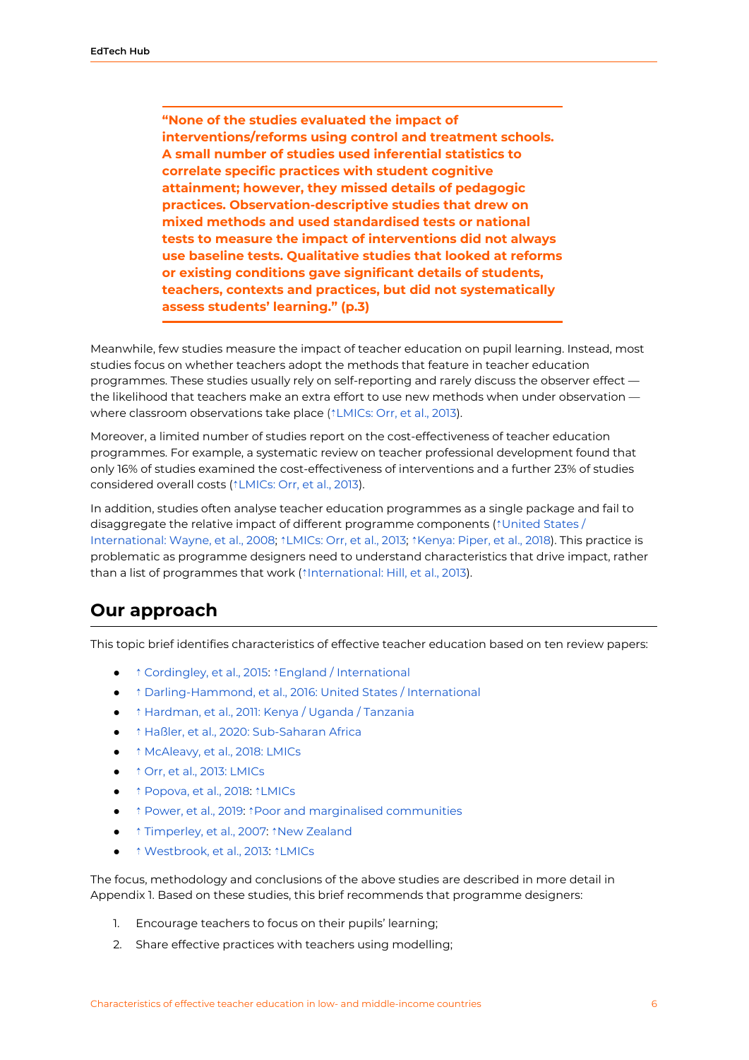**"None of the studies evaluated the impact of interventions/reforms using control and treatment schools. A small number of studies used inferential statistics to correlate specific practices with student cognitive attainment; however, they missed details of pedagogic practices. Observation-descriptive studies that drew on mixed methods and used standardised tests or national tests to measure the impact of interventions did not always use baseline tests. Qualitative studies that looked at reforms or existing conditions gave significant details of students, teachers, contexts and practices, but did not systematically assess students' learning." (p.3)**

Meanwhile, few studies measure the impact of teacher education on pupil learning. Instead, most studies focus on whether teachers adopt the methods that feature in teacher education programmes. These studies usually rely on self-reporting and rarely discuss the observer effect — the likelihood that teachers make an extra effort to use new methods when under observation — where classroom observations take place (↑LMICs: Orr, et al., 2013).

Moreover, a limited number of studies report on the cost-effectiveness of teacher education programmes. For example, a systematic review on teacher professional development found that only 16% of studies examined the cost-effectiveness of interventions and a further 23% of studies considered overall costs (↑LMICs: Orr, et al., 2013).

In addition, studies often analyse teacher education programmes as a single package and fail to disaggregate the relative impact of different programme components (↑United States / International: Wayne, et al., 2008; ↑LMICs: Orr, et al., 2013; ↑Kenya: Piper, et al., 2018). This practice is problematic as programme designers need to understand characteristics that drive impact, rather than a list of programmes that work (↑International: Hill, et al., 2013).

## Our approach

This topic brief identifies characteristics of effective teacher education based on ten review papers:

- ↑ Cordingley, et al., 2015: ↑England / International
- ↑ Darling-Hammond, et al., 2016: United States / International
- ↑ Hardman, et al., 2011: Kenya / Uganda / Tanzania
- ↑ Haßler, et al., 2020: Sub-Saharan Africa
- ↑ McAleavy, et al., 2018: LMICs
- ↑ Orr, et al., 2013: LMICs
- ↑ Popova, et al., 2018: ↑LMICs
- ↑ Power, et al., 2019: ↑Poor and marginalised communities
- ↑ Timperley, et al., 2007: ↑New Zealand
- ↑ Westbrook, et al., 2013: ↑LMICs

The focus, methodology and conclusions of the above studies are described in more detail in Appendix 1. Based on these studies, this brief recommends that programme designers:

1. Encourage teachers to focus on their pupils' learning;
2. Share effective practices with teachers using modelling;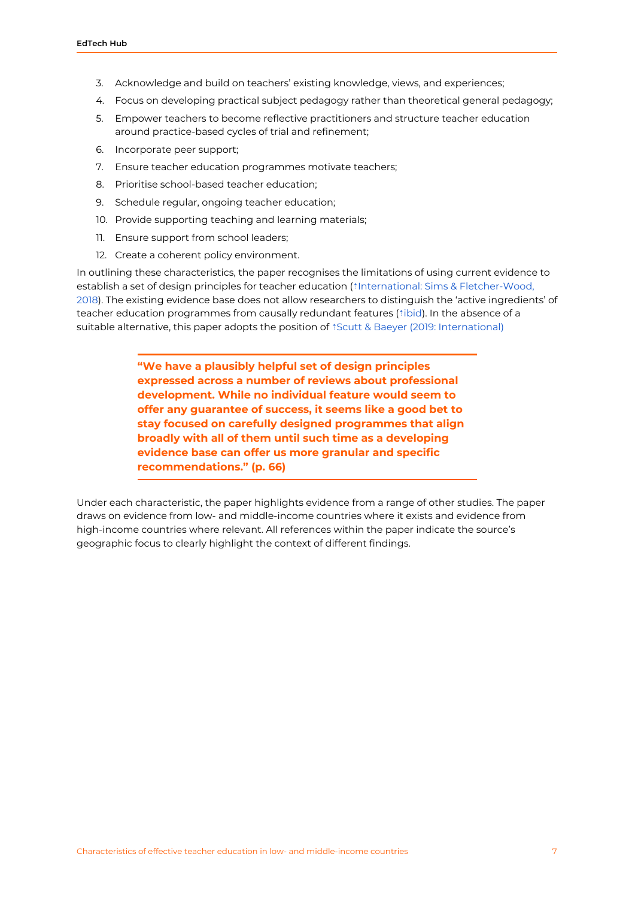3. Acknowledge and build on teachers' existing knowledge, views, and experiences;
4. Focus on developing practical subject pedagogy rather than theoretical general pedagogy;
5. Empower teachers to become reflective practitioners and structure teacher education around practice-based cycles of trial and refinement;
6. Incorporate peer support;
7. Ensure teacher education programmes motivate teachers;
8. Prioritise school-based teacher education;
9. Schedule regular, ongoing teacher education;
10. Provide supporting teaching and learning materials;
11. Ensure support from school leaders;
12. Create a coherent policy environment.

In outlining these characteristics, the paper recognises the limitations of using current evidence to establish a set of design principles for teacher education (↑International: Sims & Fletcher-Wood, 2018). The existing evidence base does not allow researchers to distinguish the 'active ingredients' of teacher education programmes from causally redundant features (↑ibid). In the absence of a suitable alternative, this paper adopts the position of ↑Scutt & Baeyer (2019: International)

> **"We have a plausibly helpful set of design principles expressed across a number of reviews about professional development. While no individual feature would seem to offer any guarantee of success, it seems like a good bet to stay focused on carefully designed programmes that align broadly with all of them until such time as a developing evidence base can offer us more granular and specific recommendations." (p. 66)**

Under each characteristic, the paper highlights evidence from a range of other studies. The paper draws on evidence from low- and middle-income countries where it exists and evidence from high-income countries where relevant. All references within the paper indicate the source's geographic focus to clearly highlight the context of different findings.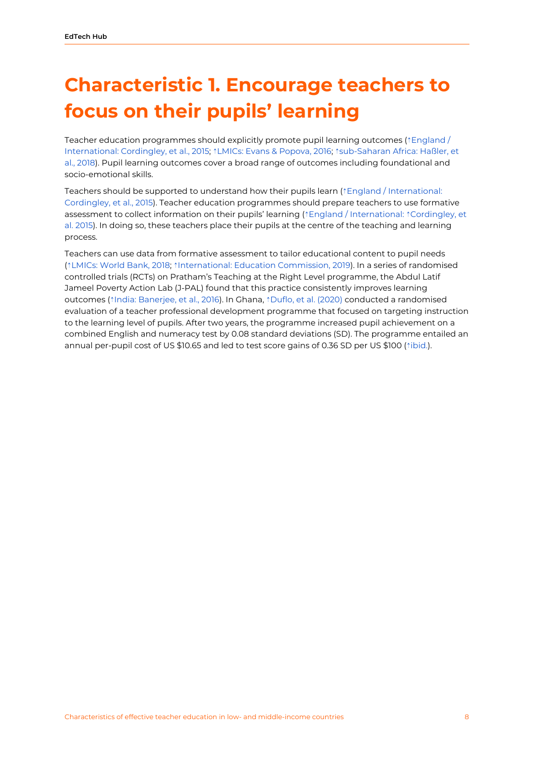# Characteristic 1. Encourage teachers to focus on their pupils' learning

Teacher education programmes should explicitly promote pupil learning outcomes (↑England / International: Cordingley, et al., 2015; ↑LMICs: Evans & Popova, 2016; ↑sub-Saharan Africa: Haßler, et al., 2018). Pupil learning outcomes cover a broad range of outcomes including foundational and socio-emotional skills.

Teachers should be supported to understand how their pupils learn (↑England / International: Cordingley, et al., 2015). Teacher education programmes should prepare teachers to use formative assessment to collect information on their pupils' learning (↑England / International: ↑Cordingley, et al. 2015). In doing so, these teachers place their pupils at the centre of the teaching and learning process.

Teachers can use data from formative assessment to tailor educational content to pupil needs (↑LMICs: World Bank, 2018; ↑International: Education Commission, 2019). In a series of randomised controlled trials (RCTs) on Pratham's Teaching at the Right Level programme, the Abdul Latif Jameel Poverty Action Lab (J-PAL) found that this practice consistently improves learning outcomes (↑India: Banerjee, et al., 2016). In Ghana, ↑Duflo, et al. (2020) conducted a randomised evaluation of a teacher professional development programme that focused on targeting instruction to the learning level of pupils. After two years, the programme increased pupil achievement on a combined English and numeracy test by 0.08 standard deviations (SD). The programme entailed an annual per-pupil cost of US $10.65 and led to test score gains of 0.36 SD per US $100 (↑ibid.).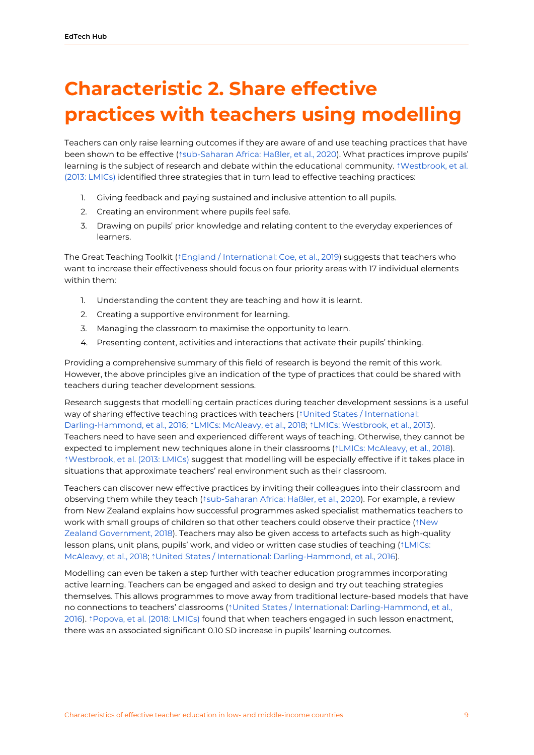# Characteristic 2. Share effective practices with teachers using modelling

Teachers can only raise learning outcomes if they are aware of and use teaching practices that have been shown to be effective (↑sub-Saharan Africa: Haßler, et al., 2020). What practices improve pupils' learning is the subject of research and debate within the educational community. ↑Westbrook, et al. (2013: LMICs) identified three strategies that in turn lead to effective teaching practices:

1. Giving feedback and paying sustained and inclusive attention to all pupils.
2. Creating an environment where pupils feel safe.
3. Drawing on pupils' prior knowledge and relating content to the everyday experiences of learners.

The Great Teaching Toolkit (↑England / International: Coe, et al., 2019) suggests that teachers who want to increase their effectiveness should focus on four priority areas with 17 individual elements within them:

1. Understanding the content they are teaching and how it is learnt.
2. Creating a supportive environment for learning.
3. Managing the classroom to maximise the opportunity to learn.
4. Presenting content, activities and interactions that activate their pupils' thinking.

Providing a comprehensive summary of this field of research is beyond the remit of this work. However, the above principles give an indication of the type of practices that could be shared with teachers during teacher development sessions.

Research suggests that modelling certain practices during teacher development sessions is a useful way of sharing effective teaching practices with teachers (↑United States / International: Darling-Hammond, et al., 2016; ↑LMICs: McAleavy, et al., 2018; ↑LMICs: Westbrook, et al., 2013). Teachers need to have seen and experienced different ways of teaching. Otherwise, they cannot be expected to implement new techniques alone in their classrooms (↑LMICs: McAleavy, et al., 2018). ↑Westbrook, et al. (2013: LMICs) suggest that modelling will be especially effective if it takes place in situations that approximate teachers' real environment such as their classroom.

Teachers can discover new effective practices by inviting their colleagues into their classroom and observing them while they teach (↑sub-Saharan Africa: Haßler, et al., 2020). For example, a review from New Zealand explains how successful programmes asked specialist mathematics teachers to work with small groups of children so that other teachers could observe their practice (↑New Zealand Government, 2018). Teachers may also be given access to artefacts such as high-quality lesson plans, unit plans, pupils' work, and video or written case studies of teaching (↑LMICs: McAleavy, et al., 2018; ↑United States / International: Darling-Hammond, et al., 2016).

Modelling can even be taken a step further with teacher education programmes incorporating active learning. Teachers can be engaged and asked to design and try out teaching strategies themselves. This allows programmes to move away from traditional lecture-based models that have no connections to teachers' classrooms (↑United States / International: Darling-Hammond, et al., 2016). ↑Popova, et al. (2018: LMICs) found that when teachers engaged in such lesson enactment, there was an associated significant 0.10 SD increase in pupils' learning outcomes.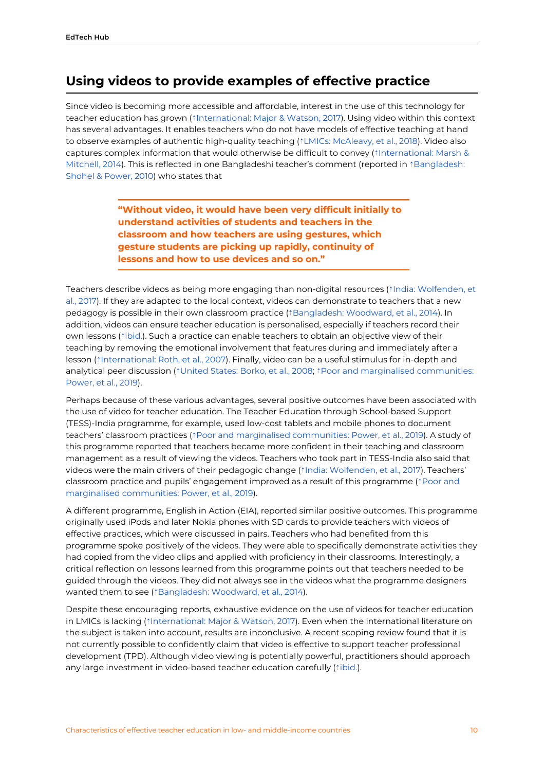## Using videos to provide examples of effective practice

Since video is becoming more accessible and affordable, interest in the use of this technology for teacher education has grown (↑International: Major & Watson, 2017). Using video within this context has several advantages. It enables teachers who do not have models of effective teaching at hand to observe examples of authentic high-quality teaching (↑LMICs: McAleavy, et al., 2018). Video also captures complex information that would otherwise be difficult to convey (↑International: Marsh & Mitchell, 2014). This is reflected in one Bangladeshi teacher's comment (reported in ↑Bangladesh: Shohel & Power, 2010) who states that

> **"Without video, it would have been very difficult initially to understand activities of students and teachers in the classroom and how teachers are using gestures, which gesture students are picking up rapidly, continuity of lessons and how to use devices and so on."**

Teachers describe videos as being more engaging than non-digital resources (↑India: Wolfenden, et al., 2017). If they are adapted to the local context, videos can demonstrate to teachers that a new pedagogy is possible in their own classroom practice (↑Bangladesh: Woodward, et al., 2014). In addition, videos can ensure teacher education is personalised, especially if teachers record their own lessons (↑ibid.). Such a practice can enable teachers to obtain an objective view of their teaching by removing the emotional involvement that features during and immediately after a lesson (↑International: Roth, et al., 2007). Finally, video can be a useful stimulus for in-depth and analytical peer discussion (↑United States: Borko, et al., 2008; ↑Poor and marginalised communities: Power, et al., 2019).

Perhaps because of these various advantages, several positive outcomes have been associated with the use of video for teacher education. The Teacher Education through School-based Support (TESS)-India programme, for example, used low-cost tablets and mobile phones to document teachers' classroom practices (↑Poor and marginalised communities: Power, et al., 2019). A study of this programme reported that teachers became more confident in their teaching and classroom management as a result of viewing the videos. Teachers who took part in TESS-India also said that videos were the main drivers of their pedagogic change (↑India: Wolfenden, et al., 2017). Teachers' classroom practice and pupils' engagement improved as a result of this programme (↑Poor and marginalised communities: Power, et al., 2019).

A different programme, English in Action (EIA), reported similar positive outcomes. This programme originally used iPods and later Nokia phones with SD cards to provide teachers with videos of effective practices, which were discussed in pairs. Teachers who had benefited from this programme spoke positively of the videos. They were able to specifically demonstrate activities they had copied from the video clips and applied with proficiency in their classrooms. Interestingly, a critical reflection on lessons learned from this programme points out that teachers needed to be guided through the videos. They did not always see in the videos what the programme designers wanted them to see (↑Bangladesh: Woodward, et al., 2014).

Despite these encouraging reports, exhaustive evidence on the use of videos for teacher education in LMICs is lacking (↑International: Major & Watson, 2017). Even when the international literature on the subject is taken into account, results are inconclusive. A recent scoping review found that it is not currently possible to confidently claim that video is effective to support teacher professional development (TPD). Although video viewing is potentially powerful, practitioners should approach any large investment in video-based teacher education carefully (↑ibid.).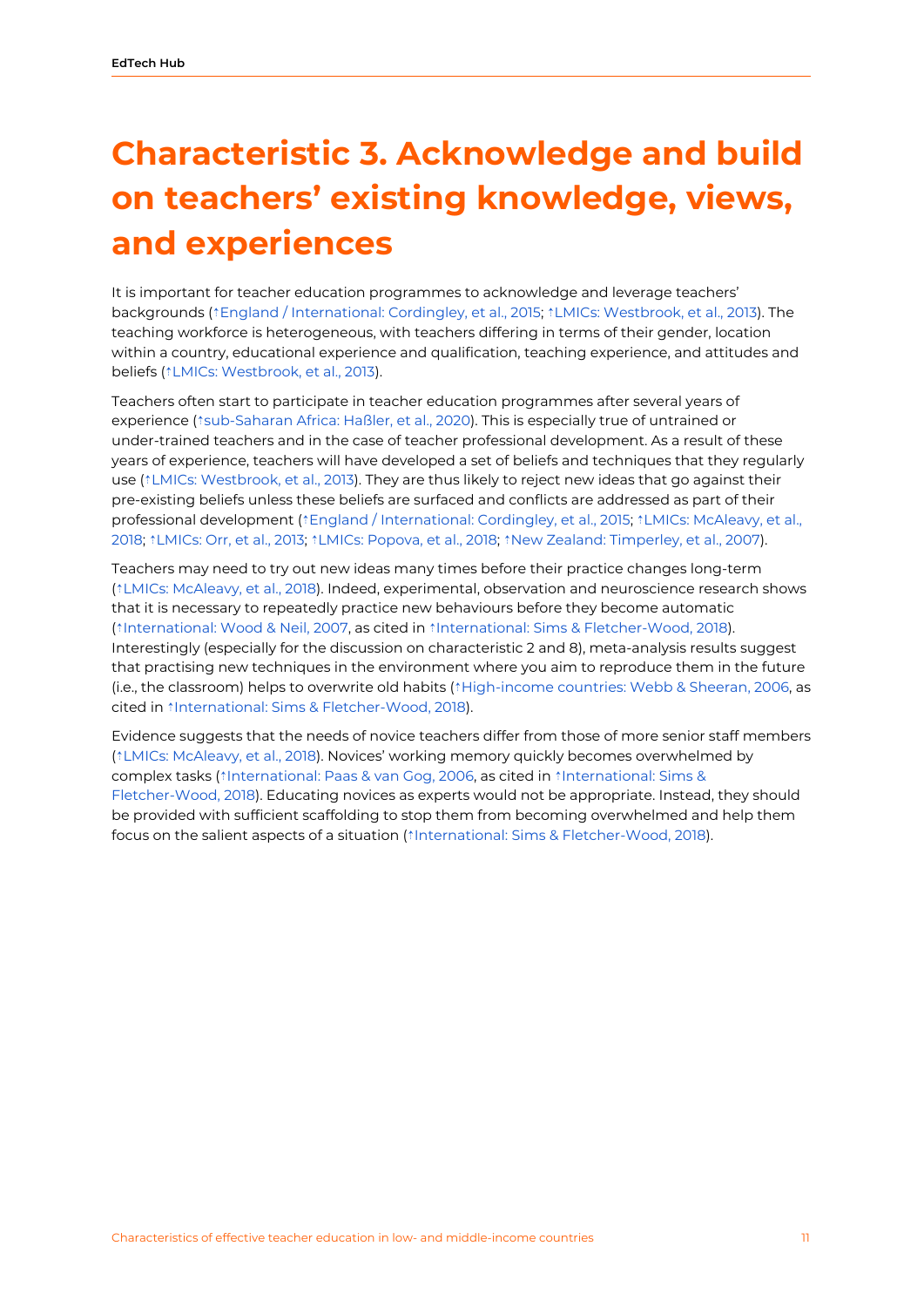# Characteristic 3. Acknowledge and build on teachers' existing knowledge, views, and experiences

It is important for teacher education programmes to acknowledge and leverage teachers' backgrounds (↑England / International: Cordingley, et al., 2015; ↑LMICs: Westbrook, et al., 2013). The teaching workforce is heterogeneous, with teachers differing in terms of their gender, location within a country, educational experience and qualification, teaching experience, and attitudes and beliefs (↑LMICs: Westbrook, et al., 2013).

Teachers often start to participate in teacher education programmes after several years of experience (↑sub-Saharan Africa: Haßler, et al., 2020). This is especially true of untrained or under-trained teachers and in the case of teacher professional development. As a result of these years of experience, teachers will have developed a set of beliefs and techniques that they regularly use (↑LMICs: Westbrook, et al., 2013). They are thus likely to reject new ideas that go against their pre-existing beliefs unless these beliefs are surfaced and conflicts are addressed as part of their professional development (↑England / International: Cordingley, et al., 2015; ↑LMICs: McAleavy, et al., 2018; ↑LMICs: Orr, et al., 2013; ↑LMICs: Popova, et al., 2018; ↑New Zealand: Timperley, et al., 2007).

Teachers may need to try out new ideas many times before their practice changes long-term (↑LMICs: McAleavy, et al., 2018). Indeed, experimental, observation and neuroscience research shows that it is necessary to repeatedly practice new behaviours before they become automatic (↑International: Wood & Neil, 2007, as cited in ↑International: Sims & Fletcher-Wood, 2018). Interestingly (especially for the discussion on characteristic 2 and 8), meta-analysis results suggest that practising new techniques in the environment where you aim to reproduce them in the future (i.e., the classroom) helps to overwrite old habits (↑High-income countries: Webb & Sheeran, 2006, as cited in ↑International: Sims & Fletcher-Wood, 2018).

Evidence suggests that the needs of novice teachers differ from those of more senior staff members (↑LMICs: McAleavy, et al., 2018). Novices' working memory quickly becomes overwhelmed by complex tasks (↑International: Paas & van Gog, 2006, as cited in ↑International: Sims & Fletcher-Wood, 2018). Educating novices as experts would not be appropriate. Instead, they should be provided with sufficient scaffolding to stop them from becoming overwhelmed and help them focus on the salient aspects of a situation (↑International: Sims & Fletcher-Wood, 2018).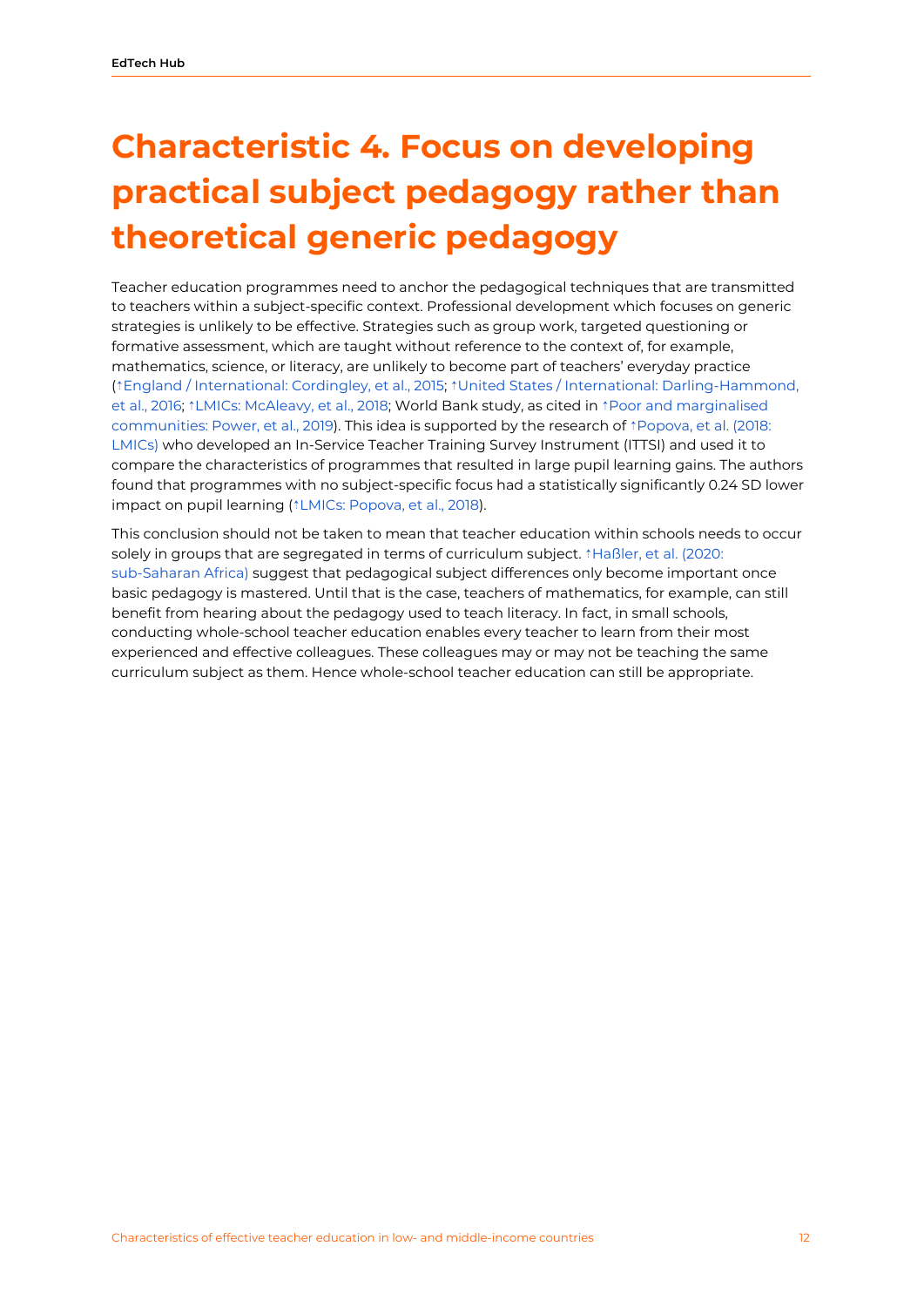# Characteristic 4. Focus on developing practical subject pedagogy rather than theoretical generic pedagogy

Teacher education programmes need to anchor the pedagogical techniques that are transmitted to teachers within a subject-specific context. Professional development which focuses on generic strategies is unlikely to be effective. Strategies such as group work, targeted questioning or formative assessment, which are taught without reference to the context of, for example, mathematics, science, or literacy, are unlikely to become part of teachers' everyday practice (↑England / International: Cordingley, et al., 2015; ↑United States / International: Darling-Hammond, et al., 2016; ↑LMICs: McAleavy, et al., 2018; World Bank study, as cited in ↑Poor and marginalised communities: Power, et al., 2019). This idea is supported by the research of ↑Popova, et al. (2018: LMICs) who developed an In-Service Teacher Training Survey Instrument (ITTSI) and used it to compare the characteristics of programmes that resulted in large pupil learning gains. The authors found that programmes with no subject-specific focus had a statistically significantly 0.24 SD lower impact on pupil learning (↑LMICs: Popova, et al., 2018).

This conclusion should not be taken to mean that teacher education within schools needs to occur solely in groups that are segregated in terms of curriculum subject. ↑Haßler, et al. (2020: sub-Saharan Africa) suggest that pedagogical subject differences only become important once basic pedagogy is mastered. Until that is the case, teachers of mathematics, for example, can still benefit from hearing about the pedagogy used to teach literacy. In fact, in small schools, conducting whole-school teacher education enables every teacher to learn from their most experienced and effective colleagues. These colleagues may or may not be teaching the same curriculum subject as them. Hence whole-school teacher education can still be appropriate.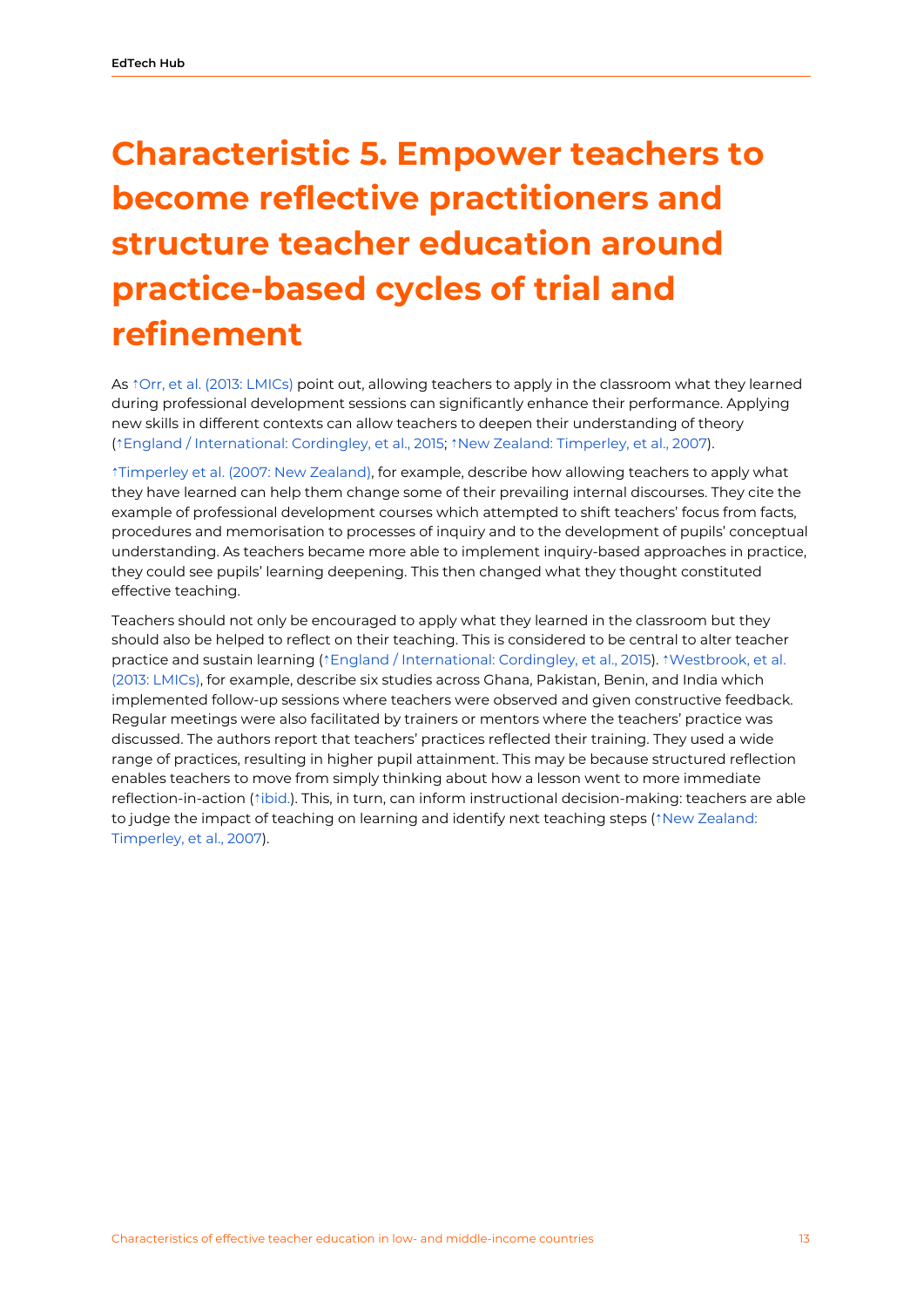# Characteristic 5. Empower teachers to become reflective practitioners and structure teacher education around practice-based cycles of trial and refinement

As ↑Orr, et al. (2013: LMICs) point out, allowing teachers to apply in the classroom what they learned during professional development sessions can significantly enhance their performance. Applying new skills in different contexts can allow teachers to deepen their understanding of theory (↑England / International: Cordingley, et al., 2015; ↑New Zealand: Timperley, et al., 2007).

↑Timperley et al. (2007: New Zealand), for example, describe how allowing teachers to apply what they have learned can help them change some of their prevailing internal discourses. They cite the example of professional development courses which attempted to shift teachers' focus from facts, procedures and memorisation to processes of inquiry and to the development of pupils' conceptual understanding. As teachers became more able to implement inquiry-based approaches in practice, they could see pupils' learning deepening. This then changed what they thought constituted effective teaching.

Teachers should not only be encouraged to apply what they learned in the classroom but they should also be helped to reflect on their teaching. This is considered to be central to alter teacher practice and sustain learning (↑England / International: Cordingley, et al., 2015). ↑Westbrook, et al. (2013: LMICs), for example, describe six studies across Ghana, Pakistan, Benin, and India which implemented follow-up sessions where teachers were observed and given constructive feedback. Regular meetings were also facilitated by trainers or mentors where the teachers' practice was discussed. The authors report that teachers' practices reflected their training. They used a wide range of practices, resulting in higher pupil attainment. This may be because structured reflection enables teachers to move from simply thinking about how a lesson went to more immediate reflection-in-action (↑ibid.). This, in turn, can inform instructional decision-making: teachers are able to judge the impact of teaching on learning and identify next teaching steps (↑New Zealand: Timperley, et al., 2007).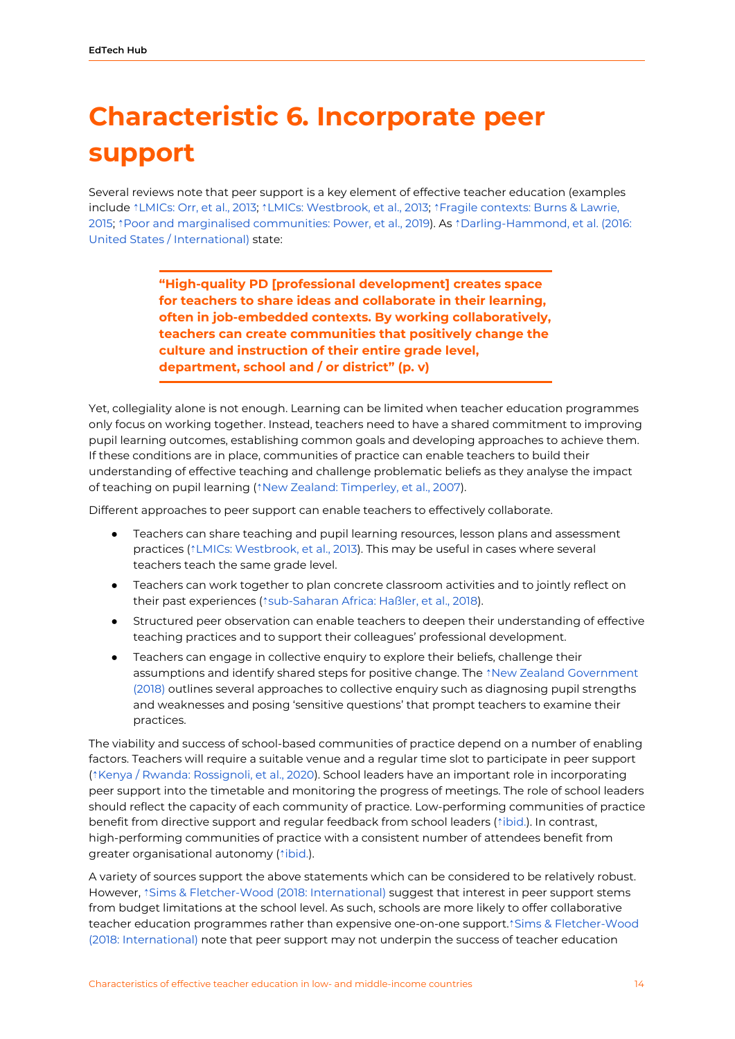# Characteristic 6. Incorporate peer support

Several reviews note that peer support is a key element of effective teacher education (examples include ↑LMICs: Orr, et al., 2013; ↑LMICs: Westbrook, et al., 2013; ↑Fragile contexts: Burns & Lawrie, 2015; ↑Poor and marginalised communities: Power, et al., 2019). As ↑Darling-Hammond, et al. (2016: United States / International) state:

> **"High-quality PD [professional development] creates space for teachers to share ideas and collaborate in their learning, often in job-embedded contexts. By working collaboratively, teachers can create communities that positively change the culture and instruction of their entire grade level, department, school and / or district" (p. v)**

Yet, collegiality alone is not enough. Learning can be limited when teacher education programmes only focus on working together. Instead, teachers need to have a shared commitment to improving pupil learning outcomes, establishing common goals and developing approaches to achieve them. If these conditions are in place, communities of practice can enable teachers to build their understanding of effective teaching and challenge problematic beliefs as they analyse the impact of teaching on pupil learning (↑New Zealand: Timperley, et al., 2007).

Different approaches to peer support can enable teachers to effectively collaborate.

- Teachers can share teaching and pupil learning resources, lesson plans and assessment practices (↑LMICs: Westbrook, et al., 2013). This may be useful in cases where several teachers teach the same grade level.
- Teachers can work together to plan concrete classroom activities and to jointly reflect on their past experiences (↑sub-Saharan Africa: Haßler, et al., 2018).
- Structured peer observation can enable teachers to deepen their understanding of effective teaching practices and to support their colleagues' professional development.
- Teachers can engage in collective enquiry to explore their beliefs, challenge their assumptions and identify shared steps for positive change. The ↑New Zealand Government (2018) outlines several approaches to collective enquiry such as diagnosing pupil strengths and weaknesses and posing 'sensitive questions' that prompt teachers to examine their practices.

The viability and success of school-based communities of practice depend on a number of enabling factors. Teachers will require a suitable venue and a regular time slot to participate in peer support (↑Kenya / Rwanda: Rossignoli, et al., 2020). School leaders have an important role in incorporating peer support into the timetable and monitoring the progress of meetings. The role of school leaders should reflect the capacity of each community of practice. Low-performing communities of practice benefit from directive support and regular feedback from school leaders (↑ibid.). In contrast, high-performing communities of practice with a consistent number of attendees benefit from greater organisational autonomy (↑ibid.).

A variety of sources support the above statements which can be considered to be relatively robust. However, ↑Sims & Fletcher-Wood (2018: International) suggest that interest in peer support stems from budget limitations at the school level. As such, schools are more likely to offer collaborative teacher education programmes rather than expensive one-on-one support.↑Sims & Fletcher-Wood (2018: International) note that peer support may not underpin the success of teacher education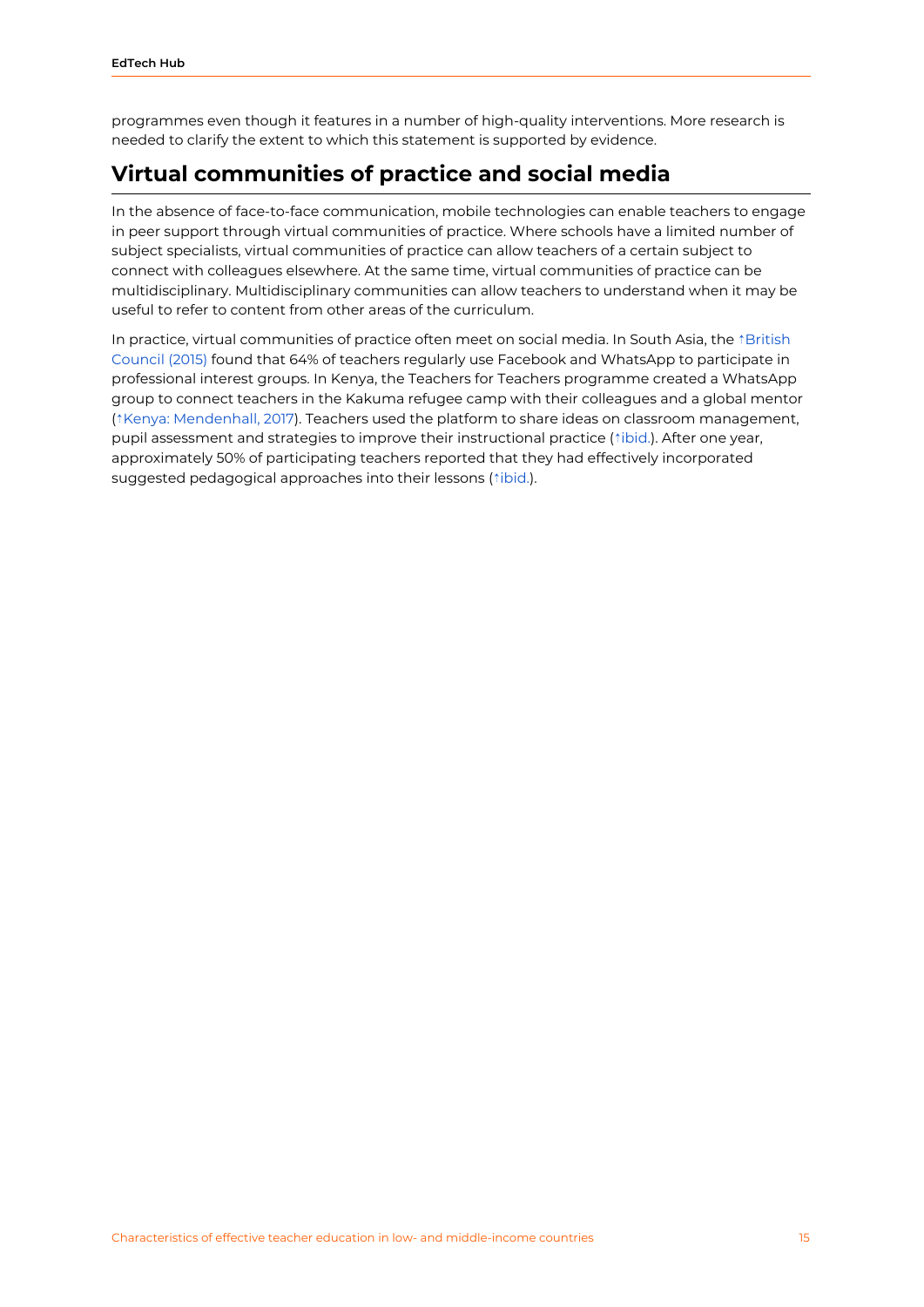programmes even though it features in a number of high-quality interventions. More research is needed to clarify the extent to which this statement is supported by evidence.

## Virtual communities of practice and social media

In the absence of face-to-face communication, mobile technologies can enable teachers to engage in peer support through virtual communities of practice. Where schools have a limited number of subject specialists, virtual communities of practice can allow teachers of a certain subject to connect with colleagues elsewhere. At the same time, virtual communities of practice can be multidisciplinary. Multidisciplinary communities can allow teachers to understand when it may be useful to refer to content from other areas of the curriculum.

In practice, virtual communities of practice often meet on social media. In South Asia, the ↑British Council (2015) found that 64% of teachers regularly use Facebook and WhatsApp to participate in professional interest groups. In Kenya, the Teachers for Teachers programme created a WhatsApp group to connect teachers in the Kakuma refugee camp with their colleagues and a global mentor (↑Kenya: Mendenhall, 2017). Teachers used the platform to share ideas on classroom management, pupil assessment and strategies to improve their instructional practice (↑ibid.). After one year, approximately 50% of participating teachers reported that they had effectively incorporated suggested pedagogical approaches into their lessons (↑ibid.).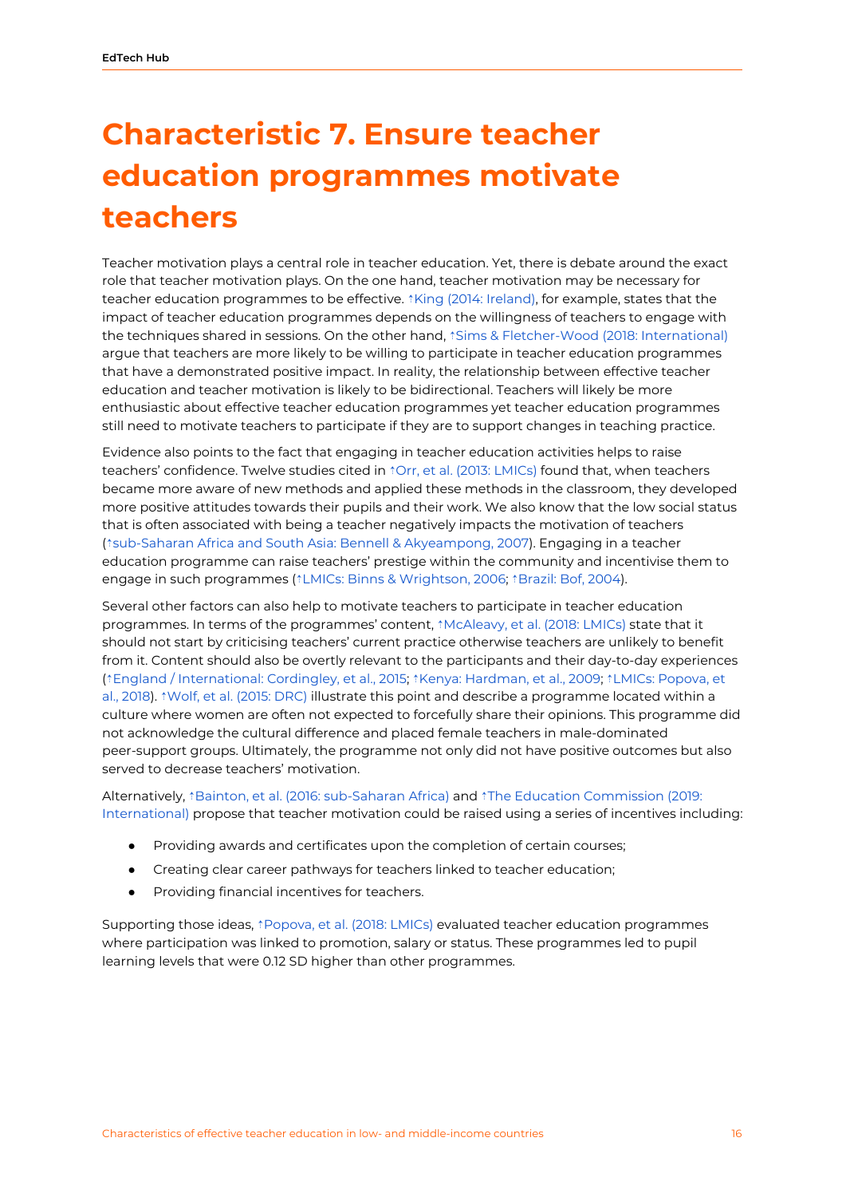# Characteristic 7. Ensure teacher education programmes motivate teachers

Teacher motivation plays a central role in teacher education. Yet, there is debate around the exact role that teacher motivation plays. On the one hand, teacher motivation may be necessary for teacher education programmes to be effective. ↑King (2014: Ireland), for example, states that the impact of teacher education programmes depends on the willingness of teachers to engage with the techniques shared in sessions. On the other hand, ↑Sims & Fletcher-Wood (2018: International) argue that teachers are more likely to be willing to participate in teacher education programmes that have a demonstrated positive impact. In reality, the relationship between effective teacher education and teacher motivation is likely to be bidirectional. Teachers will likely be more enthusiastic about effective teacher education programmes yet teacher education programmes still need to motivate teachers to participate if they are to support changes in teaching practice.

Evidence also points to the fact that engaging in teacher education activities helps to raise teachers' confidence. Twelve studies cited in ↑Orr, et al. (2013: LMICs) found that, when teachers became more aware of new methods and applied these methods in the classroom, they developed more positive attitudes towards their pupils and their work. We also know that the low social status that is often associated with being a teacher negatively impacts the motivation of teachers (↑sub-Saharan Africa and South Asia: Bennell & Akyeampong, 2007). Engaging in a teacher education programme can raise teachers' prestige within the community and incentivise them to engage in such programmes (↑LMICs: Binns & Wrightson, 2006; ↑Brazil: Bof, 2004).

Several other factors can also help to motivate teachers to participate in teacher education programmes. In terms of the programmes' content, ↑McAleavy, et al. (2018: LMICs) state that it should not start by criticising teachers' current practice otherwise teachers are unlikely to benefit from it. Content should also be overtly relevant to the participants and their day-to-day experiences (↑England / International: Cordingley, et al., 2015; ↑Kenya: Hardman, et al., 2009; ↑LMICs: Popova, et al., 2018). ↑Wolf, et al. (2015: DRC) illustrate this point and describe a programme located within a culture where women are often not expected to forcefully share their opinions. This programme did not acknowledge the cultural difference and placed female teachers in male-dominated peer-support groups. Ultimately, the programme not only did not have positive outcomes but also served to decrease teachers' motivation.

Alternatively, ↑Bainton, et al. (2016: sub-Saharan Africa) and ↑The Education Commission (2019: International) propose that teacher motivation could be raised using a series of incentives including:

- Providing awards and certificates upon the completion of certain courses;
- Creating clear career pathways for teachers linked to teacher education;
- Providing financial incentives for teachers.

Supporting those ideas, ↑Popova, et al. (2018: LMICs) evaluated teacher education programmes where participation was linked to promotion, salary or status. These programmes led to pupil learning levels that were 0.12 SD higher than other programmes.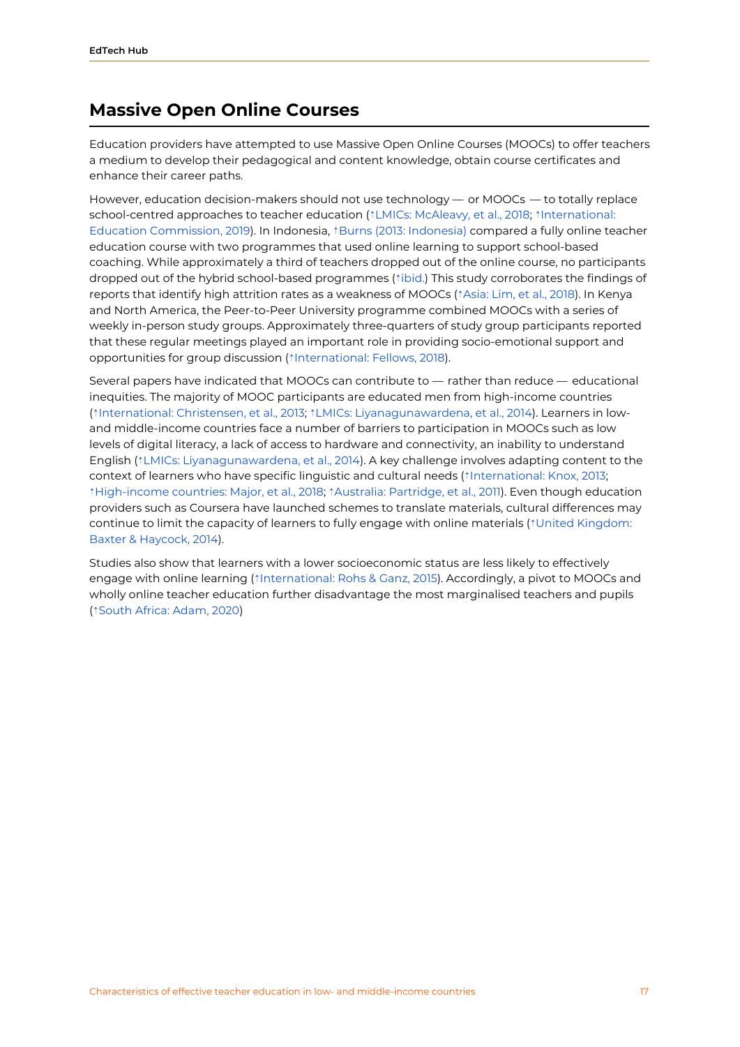## Massive Open Online Courses

Education providers have attempted to use Massive Open Online Courses (MOOCs) to offer teachers a medium to develop their pedagogical and content knowledge, obtain course certificates and enhance their career paths.

However, education decision-makers should not use technology — or MOOCs — to totally replace school-centred approaches to teacher education (↑LMICs: McAleavy, et al., 2018; ↑International: Education Commission, 2019). In Indonesia, ↑Burns (2013: Indonesia) compared a fully online teacher education course with two programmes that used online learning to support school-based coaching. While approximately a third of teachers dropped out of the online course, no participants dropped out of the hybrid school-based programmes (↑ibid.) This study corroborates the findings of reports that identify high attrition rates as a weakness of MOOCs (↑Asia: Lim, et al., 2018). In Kenya and North America, the Peer-to-Peer University programme combined MOOCs with a series of weekly in-person study groups. Approximately three-quarters of study group participants reported that these regular meetings played an important role in providing socio-emotional support and opportunities for group discussion (↑International: Fellows, 2018).

Several papers have indicated that MOOCs can contribute to — rather than reduce — educational inequities. The majority of MOOC participants are educated men from high-income countries (↑International: Christensen, et al., 2013; ↑LMICs: Liyanagunawardena, et al., 2014). Learners in low- and middle-income countries face a number of barriers to participation in MOOCs such as low levels of digital literacy, a lack of access to hardware and connectivity, an inability to understand English (↑LMICs: Liyanagunawardena, et al., 2014). A key challenge involves adapting content to the context of learners who have specific linguistic and cultural needs (↑International: Knox, 2013; ↑High-income countries: Major, et al., 2018; ↑Australia: Partridge, et al., 2011). Even though education providers such as Coursera have launched schemes to translate materials, cultural differences may continue to limit the capacity of learners to fully engage with online materials (↑United Kingdom: Baxter & Haycock, 2014).

Studies also show that learners with a lower socioeconomic status are less likely to effectively engage with online learning (↑International: Rohs & Ganz, 2015). Accordingly, a pivot to MOOCs and wholly online teacher education further disadvantage the most marginalised teachers and pupils (↑South Africa: Adam, 2020)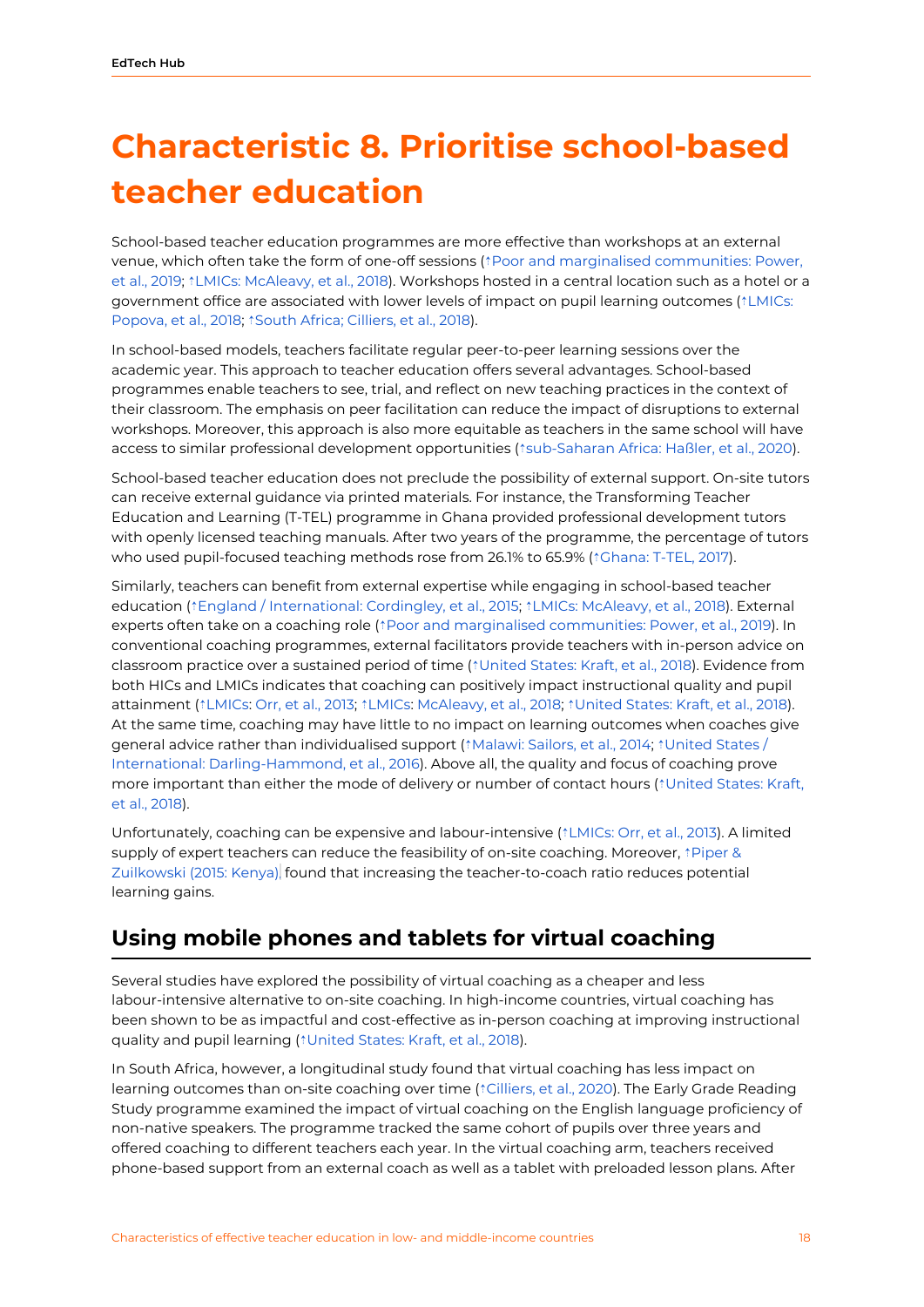# Characteristic 8. Prioritise school-based teacher education

School-based teacher education programmes are more effective than workshops at an external venue, which often take the form of one-off sessions (↑Poor and marginalised communities: Power, et al., 2019; ↑LMICs: McAleavy, et al., 2018). Workshops hosted in a central location such as a hotel or a government office are associated with lower levels of impact on pupil learning outcomes (↑LMICs: Popova, et al., 2018; ↑South Africa; Cilliers, et al., 2018).

In school-based models, teachers facilitate regular peer-to-peer learning sessions over the academic year. This approach to teacher education offers several advantages. School-based programmes enable teachers to see, trial, and reflect on new teaching practices in the context of their classroom. The emphasis on peer facilitation can reduce the impact of disruptions to external workshops. Moreover, this approach is also more equitable as teachers in the same school will have access to similar professional development opportunities (↑sub-Saharan Africa: Haßler, et al., 2020).

School-based teacher education does not preclude the possibility of external support. On-site tutors can receive external guidance via printed materials. For instance, the Transforming Teacher Education and Learning (T-TEL) programme in Ghana provided professional development tutors with openly licensed teaching manuals. After two years of the programme, the percentage of tutors who used pupil-focused teaching methods rose from 26.1% to 65.9% (↑Ghana: T-TEL, 2017).

Similarly, teachers can benefit from external expertise while engaging in school-based teacher education (↑England / International: Cordingley, et al., 2015; ↑LMICs: McAleavy, et al., 2018). External experts often take on a coaching role (↑Poor and marginalised communities: Power, et al., 2019). In conventional coaching programmes, external facilitators provide teachers with in-person advice on classroom practice over a sustained period of time (↑United States: Kraft, et al., 2018). Evidence from both HICs and LMICs indicates that coaching can positively impact instructional quality and pupil attainment (↑LMICs: Orr, et al., 2013; ↑LMICs: McAleavy, et al., 2018; ↑United States: Kraft, et al., 2018). At the same time, coaching may have little to no impact on learning outcomes when coaches give general advice rather than individualised support (↑Malawi: Sailors, et al., 2014; ↑United States / International: Darling-Hammond, et al., 2016). Above all, the quality and focus of coaching prove more important than either the mode of delivery or number of contact hours (↑United States: Kraft, et al., 2018).

Unfortunately, coaching can be expensive and labour-intensive (↑LMICs: Orr, et al., 2013). A limited supply of expert teachers can reduce the feasibility of on-site coaching. Moreover, ↑Piper & Zuilkowski (2015: Kenya), found that increasing the teacher-to-coach ratio reduces potential learning gains.

## Using mobile phones and tablets for virtual coaching

Several studies have explored the possibility of virtual coaching as a cheaper and less labour-intensive alternative to on-site coaching. In high-income countries, virtual coaching has been shown to be as impactful and cost-effective as in-person coaching at improving instructional quality and pupil learning (↑United States: Kraft, et al., 2018).

In South Africa, however, a longitudinal study found that virtual coaching has less impact on learning outcomes than on-site coaching over time (↑Cilliers, et al., 2020). The Early Grade Reading Study programme examined the impact of virtual coaching on the English language proficiency of non-native speakers. The programme tracked the same cohort of pupils over three years and offered coaching to different teachers each year. In the virtual coaching arm, teachers received phone-based support from an external coach as well as a tablet with preloaded lesson plans. After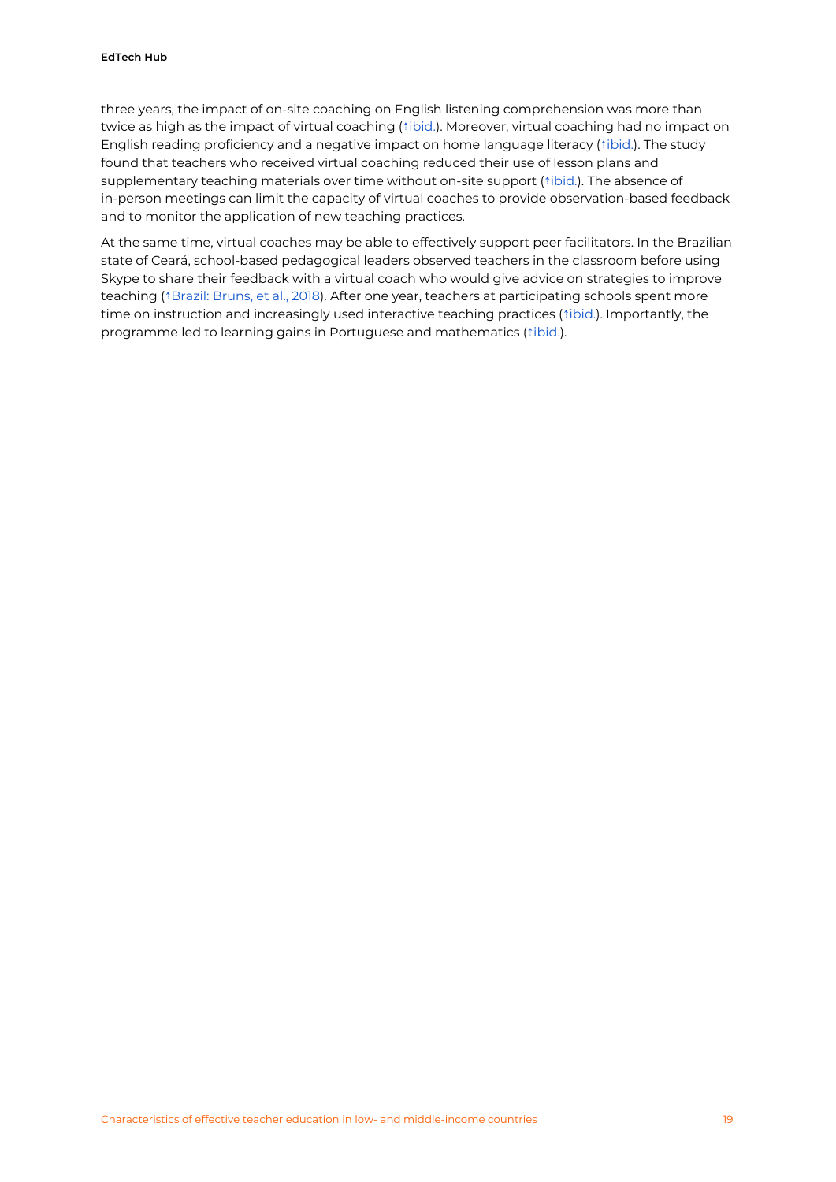three years, the impact of on-site coaching on English listening comprehension was more than twice as high as the impact of virtual coaching (↑ibid.). Moreover, virtual coaching had no impact on English reading proficiency and a negative impact on home language literacy (↑ibid.). The study found that teachers who received virtual coaching reduced their use of lesson plans and supplementary teaching materials over time without on-site support (↑ibid.). The absence of in-person meetings can limit the capacity of virtual coaches to provide observation-based feedback and to monitor the application of new teaching practices.

At the same time, virtual coaches may be able to effectively support peer facilitators. In the Brazilian state of Ceará, school-based pedagogical leaders observed teachers in the classroom before using Skype to share their feedback with a virtual coach who would give advice on strategies to improve teaching (↑Brazil: Bruns, et al., 2018). After one year, teachers at participating schools spent more time on instruction and increasingly used interactive teaching practices (↑ibid.). Importantly, the programme led to learning gains in Portuguese and mathematics (↑ibid.).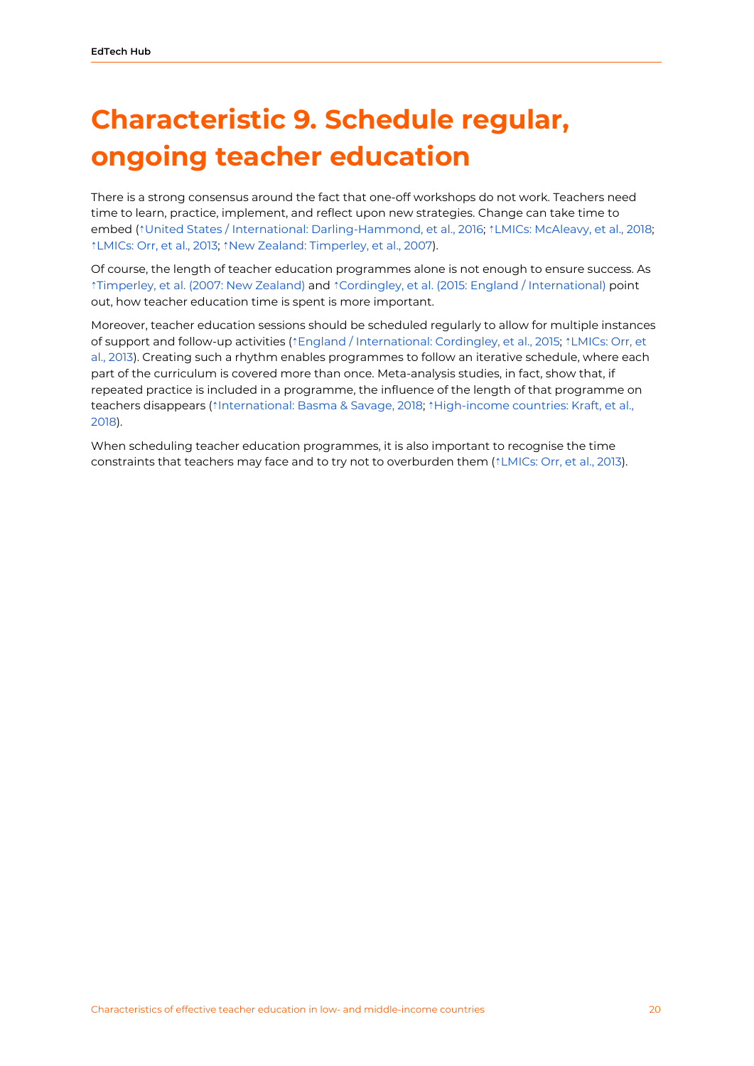# Characteristic 9. Schedule regular, ongoing teacher education

There is a strong consensus around the fact that one-off workshops do not work. Teachers need time to learn, practice, implement, and reflect upon new strategies. Change can take time to embed (↑United States / International: Darling-Hammond, et al., 2016; ↑LMICs: McAleavy, et al., 2018; ↑LMICs: Orr, et al., 2013; ↑New Zealand: Timperley, et al., 2007).

Of course, the length of teacher education programmes alone is not enough to ensure success. As ↑Timperley, et al. (2007: New Zealand) and ↑Cordingley, et al. (2015: England / International) point out, how teacher education time is spent is more important.

Moreover, teacher education sessions should be scheduled regularly to allow for multiple instances of support and follow-up activities (↑England / International: Cordingley, et al., 2015; ↑LMICs: Orr, et al., 2013). Creating such a rhythm enables programmes to follow an iterative schedule, where each part of the curriculum is covered more than once. Meta-analysis studies, in fact, show that, if repeated practice is included in a programme, the influence of the length of that programme on teachers disappears (↑International: Basma & Savage, 2018; ↑High-income countries: Kraft, et al., 2018).

When scheduling teacher education programmes, it is also important to recognise the time constraints that teachers may face and to try not to overburden them (↑LMICs: Orr, et al., 2013).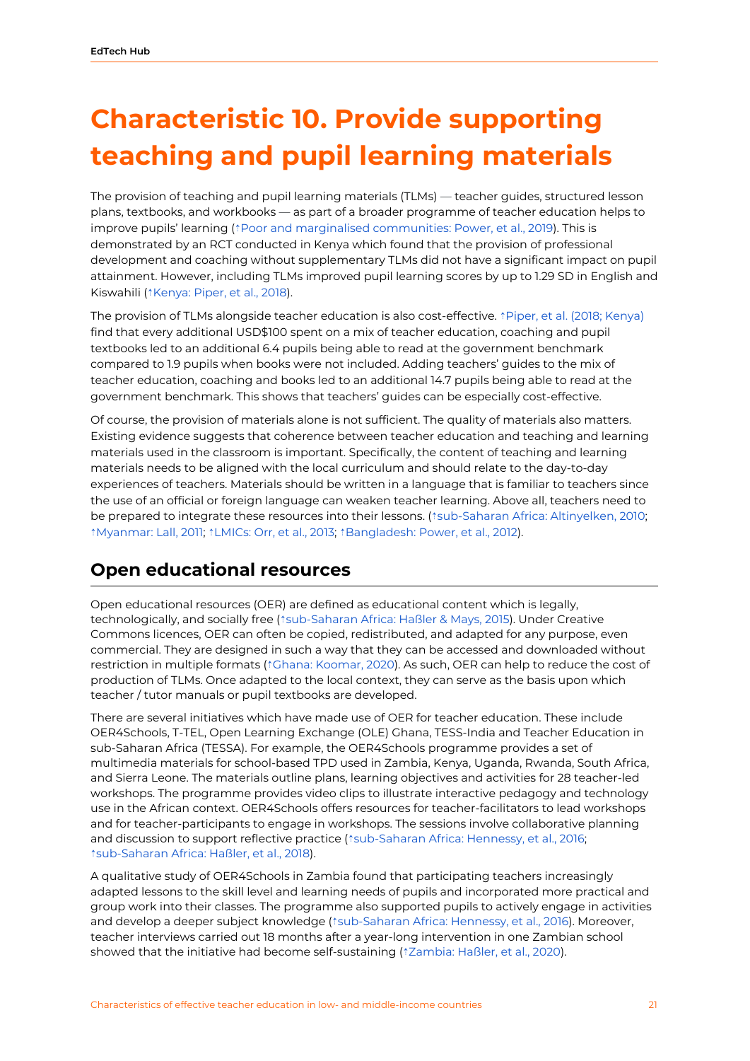# Characteristic 10. Provide supporting teaching and pupil learning materials

The provision of teaching and pupil learning materials (TLMs) — teacher guides, structured lesson plans, textbooks, and workbooks — as part of a broader programme of teacher education helps to improve pupils' learning (↑Poor and marginalised communities: Power, et al., 2019). This is demonstrated by an RCT conducted in Kenya which found that the provision of professional development and coaching without supplementary TLMs did not have a significant impact on pupil attainment. However, including TLMs improved pupil learning scores by up to 1.29 SD in English and Kiswahili (↑Kenya: Piper, et al., 2018).

The provision of TLMs alongside teacher education is also cost-effective. ↑Piper, et al. (2018; Kenya) find that every additional USD$100 spent on a mix of teacher education, coaching and pupil textbooks led to an additional 6.4 pupils being able to read at the government benchmark compared to 1.9 pupils when books were not included. Adding teachers' guides to the mix of teacher education, coaching and books led to an additional 14.7 pupils being able to read at the government benchmark. This shows that teachers' guides can be especially cost-effective.

Of course, the provision of materials alone is not sufficient. The quality of materials also matters. Existing evidence suggests that coherence between teacher education and teaching and learning materials used in the classroom is important. Specifically, the content of teaching and learning materials needs to be aligned with the local curriculum and should relate to the day-to-day experiences of teachers. Materials should be written in a language that is familiar to teachers since the use of an official or foreign language can weaken teacher learning. Above all, teachers need to be prepared to integrate these resources into their lessons. (↑sub-Saharan Africa: Altinyelken, 2010; ↑Myanmar: Lall, 2011; ↑LMICs: Orr, et al., 2013; ↑Bangladesh: Power, et al., 2012).

## Open educational resources

Open educational resources (OER) are defined as educational content which is legally, technologically, and socially free (↑sub-Saharan Africa: Haßler & Mays, 2015). Under Creative Commons licences, OER can often be copied, redistributed, and adapted for any purpose, even commercial. They are designed in such a way that they can be accessed and downloaded without restriction in multiple formats (↑Ghana: Koomar, 2020). As such, OER can help to reduce the cost of production of TLMs. Once adapted to the local context, they can serve as the basis upon which teacher / tutor manuals or pupil textbooks are developed.

There are several initiatives which have made use of OER for teacher education. These include OER4Schools, T-TEL, Open Learning Exchange (OLE) Ghana, TESS-India and Teacher Education in sub-Saharan Africa (TESSA). For example, the OER4Schools programme provides a set of multimedia materials for school-based TPD used in Zambia, Kenya, Uganda, Rwanda, South Africa, and Sierra Leone. The materials outline plans, learning objectives and activities for 28 teacher-led workshops. The programme provides video clips to illustrate interactive pedagogy and technology use in the African context. OER4Schools offers resources for teacher-facilitators to lead workshops and for teacher-participants to engage in workshops. The sessions involve collaborative planning and discussion to support reflective practice (↑sub-Saharan Africa: Hennessy, et al., 2016; ↑sub-Saharan Africa: Haßler, et al., 2018).

A qualitative study of OER4Schools in Zambia found that participating teachers increasingly adapted lessons to the skill level and learning needs of pupils and incorporated more practical and group work into their classes. The programme also supported pupils to actively engage in activities and develop a deeper subject knowledge (↑sub-Saharan Africa: Hennessy, et al., 2016). Moreover, teacher interviews carried out 18 months after a year-long intervention in one Zambian school showed that the initiative had become self-sustaining (↑Zambia: Haßler, et al., 2020).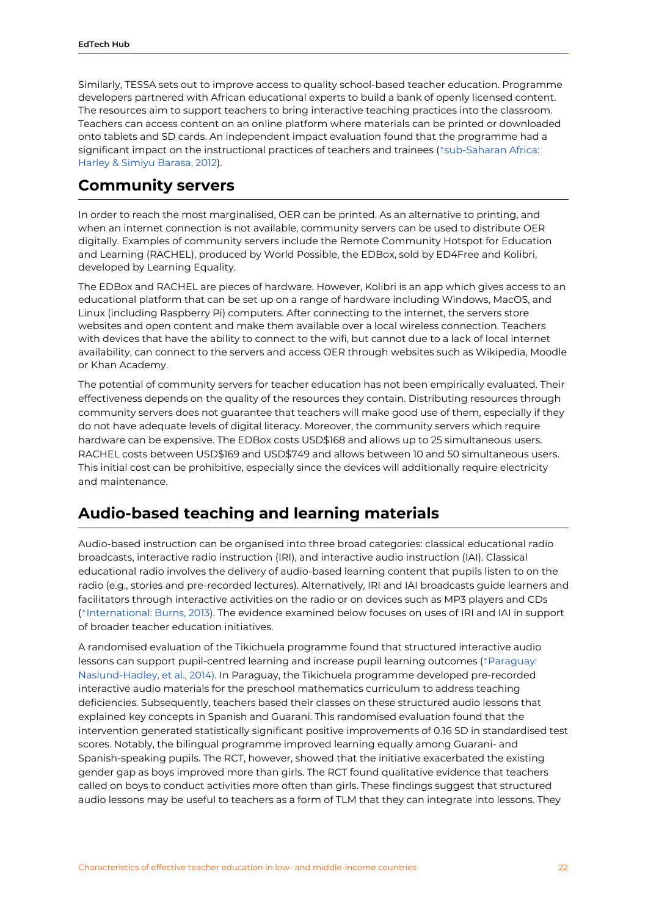Similarly, TESSA sets out to improve access to quality school-based teacher education. Programme developers partnered with African educational experts to build a bank of openly licensed content. The resources aim to support teachers to bring interactive teaching practices into the classroom. Teachers can access content on an online platform where materials can be printed or downloaded onto tablets and SD cards. An independent impact evaluation found that the programme had a significant impact on the instructional practices of teachers and trainees (↑sub-Saharan Africa: Harley & Simiyu Barasa, 2012).

## Community servers

In order to reach the most marginalised, OER can be printed. As an alternative to printing, and when an internet connection is not available, community servers can be used to distribute OER digitally. Examples of community servers include the Remote Community Hotspot for Education and Learning (RACHEL), produced by World Possible, the EDBox, sold by ED4Free and Kolibri, developed by Learning Equality.

The EDBox and RACHEL are pieces of hardware. However, Kolibri is an app which gives access to an educational platform that can be set up on a range of hardware including Windows, MacOS, and Linux (including Raspberry Pi) computers. After connecting to the internet, the servers store websites and open content and make them available over a local wireless connection. Teachers with devices that have the ability to connect to the wifi, but cannot due to a lack of local internet availability, can connect to the servers and access OER through websites such as Wikipedia, Moodle or Khan Academy.

The potential of community servers for teacher education has not been empirically evaluated. Their effectiveness depends on the quality of the resources they contain. Distributing resources through community servers does not guarantee that teachers will make good use of them, especially if they do not have adequate levels of digital literacy. Moreover, the community servers which require hardware can be expensive. The EDBox costs USD$168 and allows up to 25 simultaneous users. RACHEL costs between USD$169 and USD$749 and allows between 10 and 50 simultaneous users. This initial cost can be prohibitive, especially since the devices will additionally require electricity and maintenance.

## Audio-based teaching and learning materials

Audio-based instruction can be organised into three broad categories: classical educational radio broadcasts, interactive radio instruction (IRI), and interactive audio instruction (IAI). Classical educational radio involves the delivery of audio-based learning content that pupils listen to on the radio (e.g., stories and pre-recorded lectures). Alternatively, IRI and IAI broadcasts guide learners and facilitators through interactive activities on the radio or on devices such as MP3 players and CDs (↑International: Burns, 2013). The evidence examined below focuses on uses of IRI and IAI in support of broader teacher education initiatives.

A randomised evaluation of the Tikichuela programme found that structured interactive audio lessons can support pupil-centred learning and increase pupil learning outcomes (↑Paraguay: Naslund-Hadley, et al., 2014). In Paraguay, the Tikichuela programme developed pre-recorded interactive audio materials for the preschool mathematics curriculum to address teaching deficiencies. Subsequently, teachers based their classes on these structured audio lessons that explained key concepts in Spanish and Guarani. This randomised evaluation found that the intervention generated statistically significant positive improvements of 0.16 SD in standardised test scores. Notably, the bilingual programme improved learning equally among Guarani- and Spanish-speaking pupils. The RCT, however, showed that the initiative exacerbated the existing gender gap as boys improved more than girls. The RCT found qualitative evidence that teachers called on boys to conduct activities more often than girls. These findings suggest that structured audio lessons may be useful to teachers as a form of TLM that they can integrate into lessons. They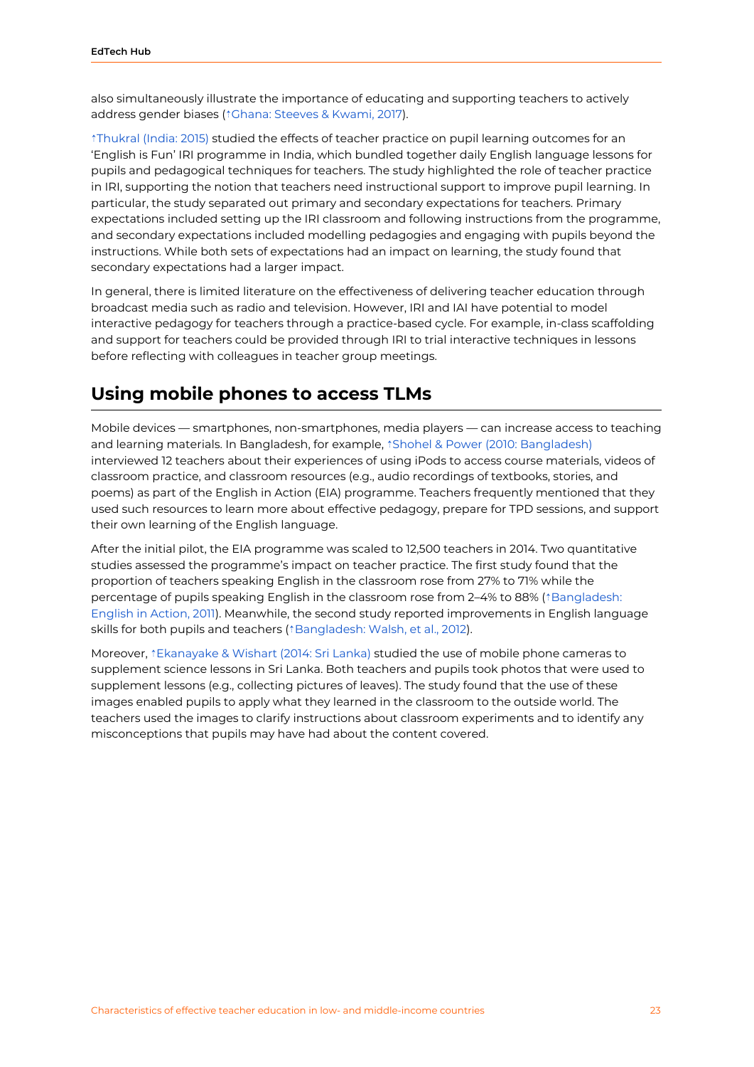also simultaneously illustrate the importance of educating and supporting teachers to actively address gender biases (↑Ghana: Steeves & Kwami, 2017).

↑Thukral (India: 2015) studied the effects of teacher practice on pupil learning outcomes for an 'English is Fun' IRI programme in India, which bundled together daily English language lessons for pupils and pedagogical techniques for teachers. The study highlighted the role of teacher practice in IRI, supporting the notion that teachers need instructional support to improve pupil learning. In particular, the study separated out primary and secondary expectations for teachers. Primary expectations included setting up the IRI classroom and following instructions from the programme, and secondary expectations included modelling pedagogies and engaging with pupils beyond the instructions. While both sets of expectations had an impact on learning, the study found that secondary expectations had a larger impact.

In general, there is limited literature on the effectiveness of delivering teacher education through broadcast media such as radio and television. However, IRI and IAI have potential to model interactive pedagogy for teachers through a practice-based cycle. For example, in-class scaffolding and support for teachers could be provided through IRI to trial interactive techniques in lessons before reflecting with colleagues in teacher group meetings.

## Using mobile phones to access TLMs

Mobile devices — smartphones, non-smartphones, media players — can increase access to teaching and learning materials. In Bangladesh, for example, ↑Shohel & Power (2010: Bangladesh) interviewed 12 teachers about their experiences of using iPods to access course materials, videos of classroom practice, and classroom resources (e.g., audio recordings of textbooks, stories, and poems) as part of the English in Action (EIA) programme. Teachers frequently mentioned that they used such resources to learn more about effective pedagogy, prepare for TPD sessions, and support their own learning of the English language.

After the initial pilot, the EIA programme was scaled to 12,500 teachers in 2014. Two quantitative studies assessed the programme's impact on teacher practice. The first study found that the proportion of teachers speaking English in the classroom rose from 27% to 71% while the percentage of pupils speaking English in the classroom rose from 2–4% to 88% (↑Bangladesh: English in Action, 2011). Meanwhile, the second study reported improvements in English language skills for both pupils and teachers (↑Bangladesh: Walsh, et al., 2012).

Moreover, ↑Ekanayake & Wishart (2014: Sri Lanka) studied the use of mobile phone cameras to supplement science lessons in Sri Lanka. Both teachers and pupils took photos that were used to supplement lessons (e.g., collecting pictures of leaves). The study found that the use of these images enabled pupils to apply what they learned in the classroom to the outside world. The teachers used the images to clarify instructions about classroom experiments and to identify any misconceptions that pupils may have had about the content covered.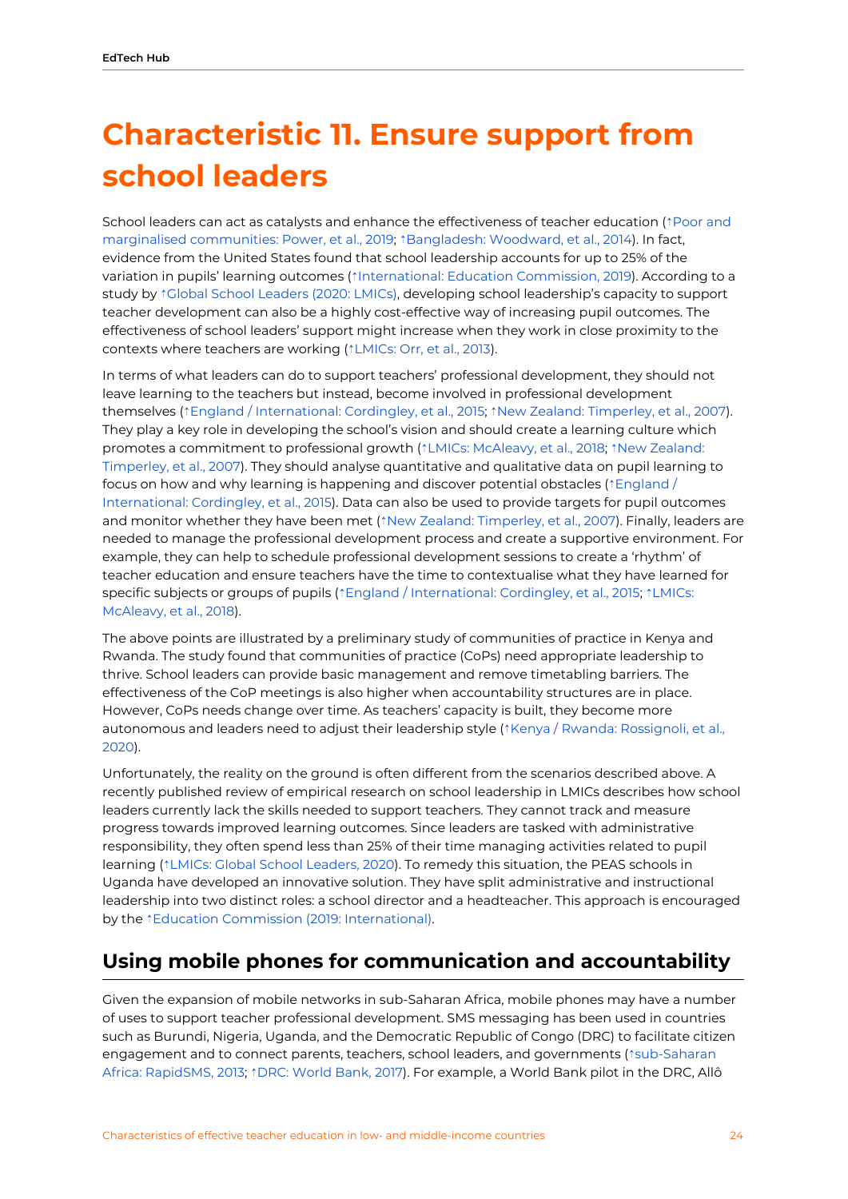# Characteristic 11. Ensure support from school leaders

School leaders can act as catalysts and enhance the effectiveness of teacher education (↑Poor and marginalised communities: Power, et al., 2019; ↑Bangladesh: Woodward, et al., 2014). In fact, evidence from the United States found that school leadership accounts for up to 25% of the variation in pupils' learning outcomes (↑International: Education Commission, 2019). According to a study by ↑Global School Leaders (2020: LMICs), developing school leadership's capacity to support teacher development can also be a highly cost-effective way of increasing pupil outcomes. The effectiveness of school leaders' support might increase when they work in close proximity to the contexts where teachers are working (↑LMICs: Orr, et al., 2013).

In terms of what leaders can do to support teachers' professional development, they should not leave learning to the teachers but instead, become involved in professional development themselves (↑England / International: Cordingley, et al., 2015; ↑New Zealand: Timperley, et al., 2007). They play a key role in developing the school's vision and should create a learning culture which promotes a commitment to professional growth (↑LMICs: McAleavy, et al., 2018; ↑New Zealand: Timperley, et al., 2007). They should analyse quantitative and qualitative data on pupil learning to focus on how and why learning is happening and discover potential obstacles (↑England / International: Cordingley, et al., 2015). Data can also be used to provide targets for pupil outcomes and monitor whether they have been met (↑New Zealand: Timperley, et al., 2007). Finally, leaders are needed to manage the professional development process and create a supportive environment. For example, they can help to schedule professional development sessions to create a 'rhythm' of teacher education and ensure teachers have the time to contextualise what they have learned for specific subjects or groups of pupils (↑England / International: Cordingley, et al., 2015; ↑LMICs: McAleavy, et al., 2018).

The above points are illustrated by a preliminary study of communities of practice in Kenya and Rwanda. The study found that communities of practice (CoPs) need appropriate leadership to thrive. School leaders can provide basic management and remove timetabling barriers. The effectiveness of the CoP meetings is also higher when accountability structures are in place. However, CoPs needs change over time. As teachers' capacity is built, they become more autonomous and leaders need to adjust their leadership style (↑Kenya / Rwanda: Rossignoli, et al., 2020).

Unfortunately, the reality on the ground is often different from the scenarios described above. A recently published review of empirical research on school leadership in LMICs describes how school leaders currently lack the skills needed to support teachers. They cannot track and measure progress towards improved learning outcomes. Since leaders are tasked with administrative responsibility, they often spend less than 25% of their time managing activities related to pupil learning (↑LMICs: Global School Leaders, 2020). To remedy this situation, the PEAS schools in Uganda have developed an innovative solution. They have split administrative and instructional leadership into two distinct roles: a school director and a headteacher. This approach is encouraged by the ↑Education Commission (2019: International).

## Using mobile phones for communication and accountability

Given the expansion of mobile networks in sub-Saharan Africa, mobile phones may have a number of uses to support teacher professional development. SMS messaging has been used in countries such as Burundi, Nigeria, Uganda, and the Democratic Republic of Congo (DRC) to facilitate citizen engagement and to connect parents, teachers, school leaders, and governments (↑sub-Saharan Africa: RapidSMS, 2013; ↑DRC: World Bank, 2017). For example, a World Bank pilot in the DRC, Allô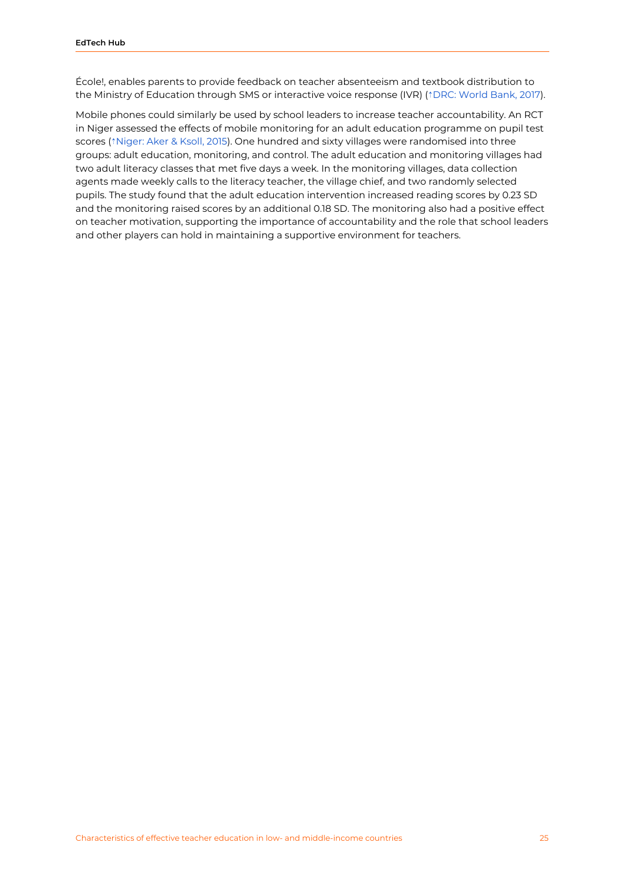École!, enables parents to provide feedback on teacher absenteeism and textbook distribution to the Ministry of Education through SMS or interactive voice response (IVR) (↑DRC: World Bank, 2017).

Mobile phones could similarly be used by school leaders to increase teacher accountability. An RCT in Niger assessed the effects of mobile monitoring for an adult education programme on pupil test scores (↑Niger: Aker & Ksoll, 2015). One hundred and sixty villages were randomised into three groups: adult education, monitoring, and control. The adult education and monitoring villages had two adult literacy classes that met five days a week. In the monitoring villages, data collection agents made weekly calls to the literacy teacher, the village chief, and two randomly selected pupils. The study found that the adult education intervention increased reading scores by 0.23 SD and the monitoring raised scores by an additional 0.18 SD. The monitoring also had a positive effect on teacher motivation, supporting the importance of accountability and the role that school leaders and other players can hold in maintaining a supportive environment for teachers.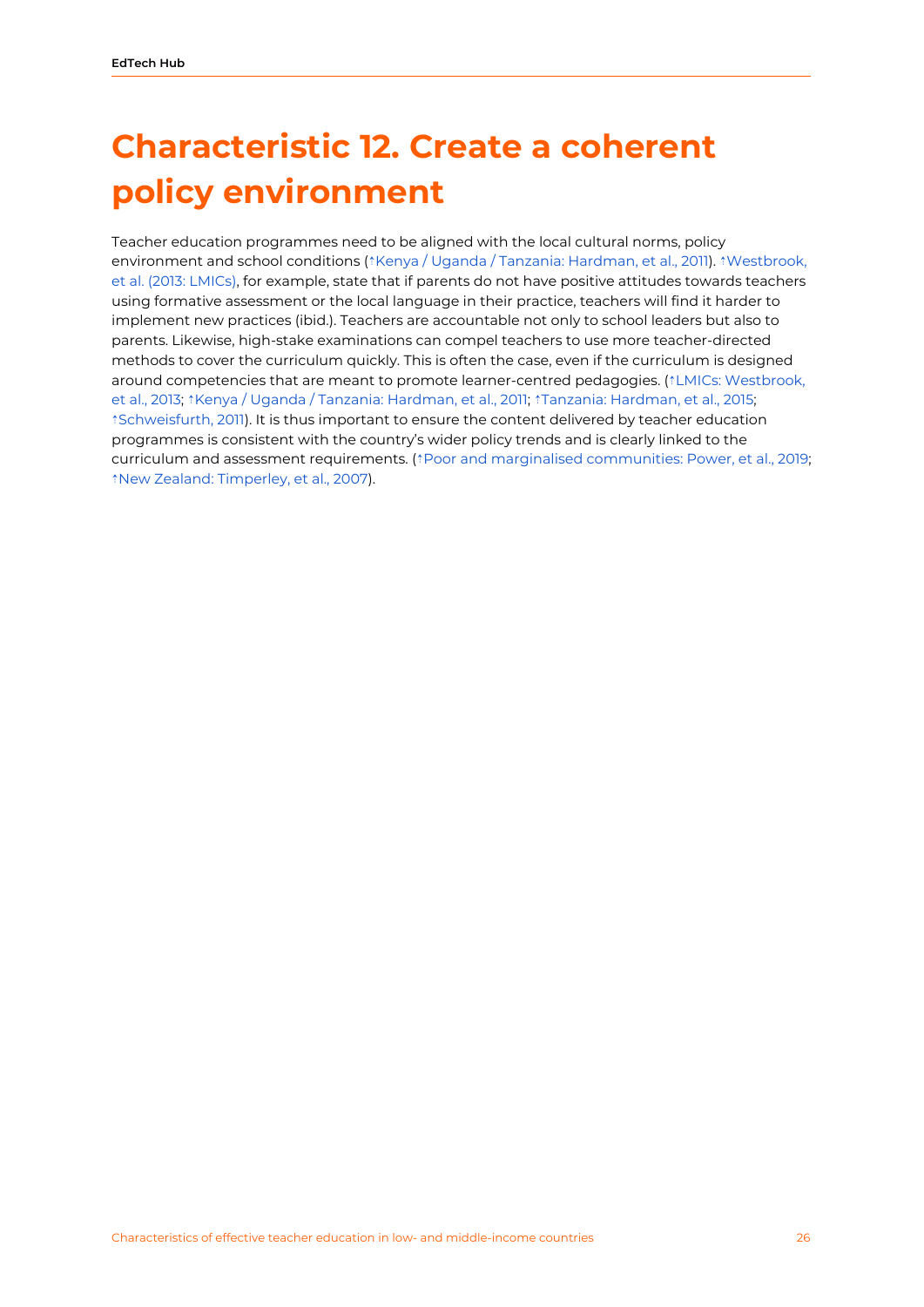# Characteristic 12. Create a coherent policy environment

Teacher education programmes need to be aligned with the local cultural norms, policy environment and school conditions (↑Kenya / Uganda / Tanzania: Hardman, et al., 2011). ↑Westbrook, et al. (2013: LMICs), for example, state that if parents do not have positive attitudes towards teachers using formative assessment or the local language in their practice, teachers will find it harder to implement new practices (ibid.). Teachers are accountable not only to school leaders but also to parents. Likewise, high-stake examinations can compel teachers to use more teacher-directed methods to cover the curriculum quickly. This is often the case, even if the curriculum is designed around competencies that are meant to promote learner-centred pedagogies. (↑LMICs: Westbrook, et al., 2013; ↑Kenya / Uganda / Tanzania: Hardman, et al., 2011; ↑Tanzania: Hardman, et al., 2015; ↑Schweisfurth, 2011). It is thus important to ensure the content delivered by teacher education programmes is consistent with the country's wider policy trends and is clearly linked to the curriculum and assessment requirements. (↑Poor and marginalised communities: Power, et al., 2019; ↑New Zealand: Timperley, et al., 2007).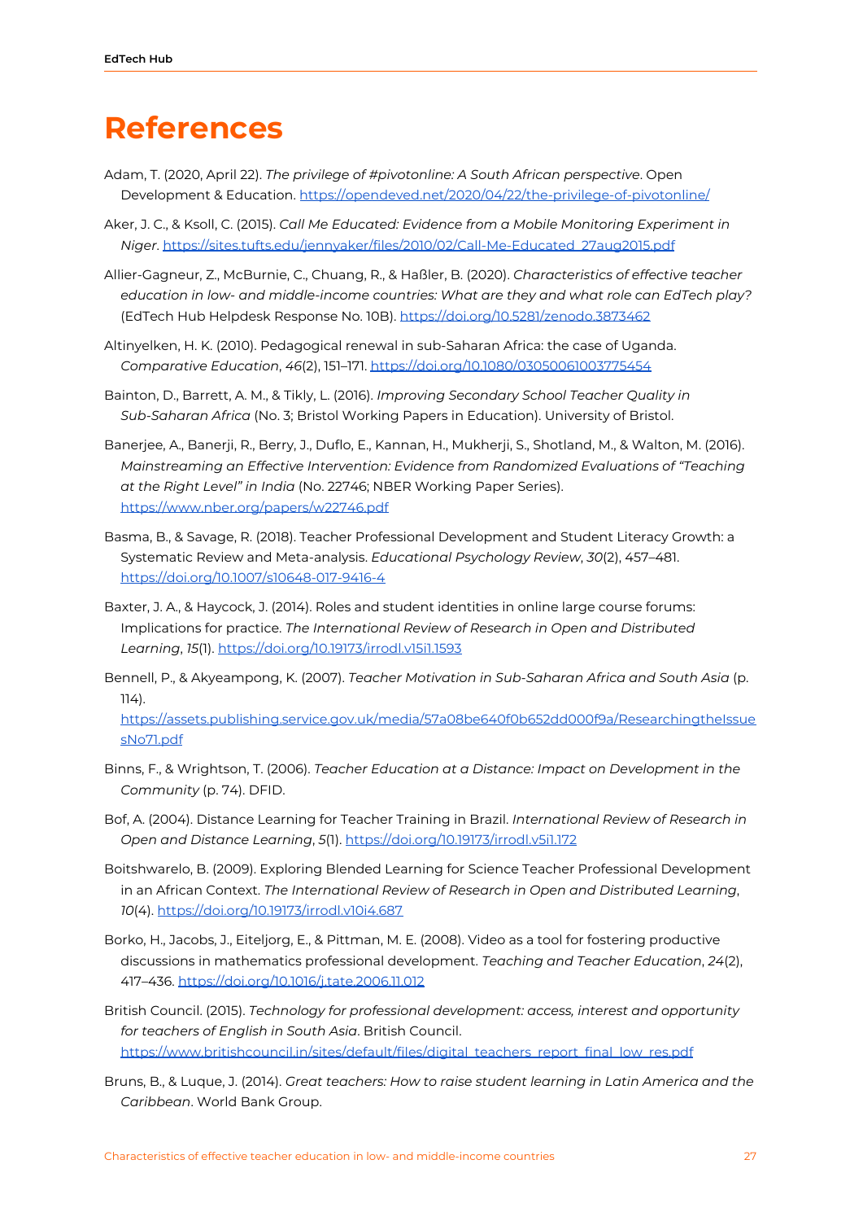# References

Adam, T. (2020, April 22). *The privilege of #pivotonline: A South African perspective*. Open Development & Education. https://opendeved.net/2020/04/22/the-privilege-of-pivotonline/

Aker, J. C., & Ksoll, C. (2015). *Call Me Educated: Evidence from a Mobile Monitoring Experiment in Niger*. https://sites.tufts.edu/jennyaker/files/2010/02/Call-Me-Educated_27aug2015.pdf

Allier-Gagneur, Z., McBurnie, C., Chuang, R., & Haßler, B. (2020). *Characteristics of effective teacher education in low- and middle-income countries: What are they and what role can EdTech play?* (EdTech Hub Helpdesk Response No. 10B). https://doi.org/10.5281/zenodo.3873462

Altinyelken, H. K. (2010). Pedagogical renewal in sub-Saharan Africa: the case of Uganda. *Comparative Education*, *46*(2), 151–171. https://doi.org/10.1080/03050061003775454

Bainton, D., Barrett, A. M., & Tikly, L. (2016). *Improving Secondary School Teacher Quality in Sub-Saharan Africa* (No. 3; Bristol Working Papers in Education). University of Bristol.

Banerjee, A., Banerji, R., Berry, J., Duflo, E., Kannan, H., Mukherji, S., Shotland, M., & Walton, M. (2016). *Mainstreaming an Effective Intervention: Evidence from Randomized Evaluations of "Teaching at the Right Level" in India* (No. 22746; NBER Working Paper Series). https://www.nber.org/papers/w22746.pdf

Basma, B., & Savage, R. (2018). Teacher Professional Development and Student Literacy Growth: a Systematic Review and Meta-analysis. *Educational Psychology Review*, *30*(2), 457–481. https://doi.org/10.1007/s10648-017-9416-4

Baxter, J. A., & Haycock, J. (2014). Roles and student identities in online large course forums: Implications for practice. *The International Review of Research in Open and Distributed Learning*, *15*(1). https://doi.org/10.19173/irrodl.v15i1.1593

Bennell, P., & Akyeampong, K. (2007). *Teacher Motivation in Sub-Saharan Africa and South Asia* (p. 114). https://assets.publishing.service.gov.uk/media/57a08be640f0b652dd000f9a/ResearchingtheIssuesNo71.pdf

Binns, F., & Wrightson, T. (2006). *Teacher Education at a Distance: Impact on Development in the Community* (p. 74). DFID.

Bof, A. (2004). Distance Learning for Teacher Training in Brazil. *International Review of Research in Open and Distance Learning*, *5*(1). https://doi.org/10.19173/irrodl.v5i1.172

Boitshwarelo, B. (2009). Exploring Blended Learning for Science Teacher Professional Development in an African Context. *The International Review of Research in Open and Distributed Learning*, *10*(4). https://doi.org/10.19173/irrodl.v10i4.687

Borko, H., Jacobs, J., Eiteljorg, E., & Pittman, M. E. (2008). Video as a tool for fostering productive discussions in mathematics professional development. *Teaching and Teacher Education*, *24*(2), 417–436. https://doi.org/10.1016/j.tate.2006.11.012

British Council. (2015). *Technology for professional development: access, interest and opportunity for teachers of English in South Asia*. British Council. https://www.britishcouncil.in/sites/default/files/digital_teachers_report_final_low_res.pdf

Bruns, B., & Luque, J. (2014). *Great teachers: How to raise student learning in Latin America and the Caribbean*. World Bank Group.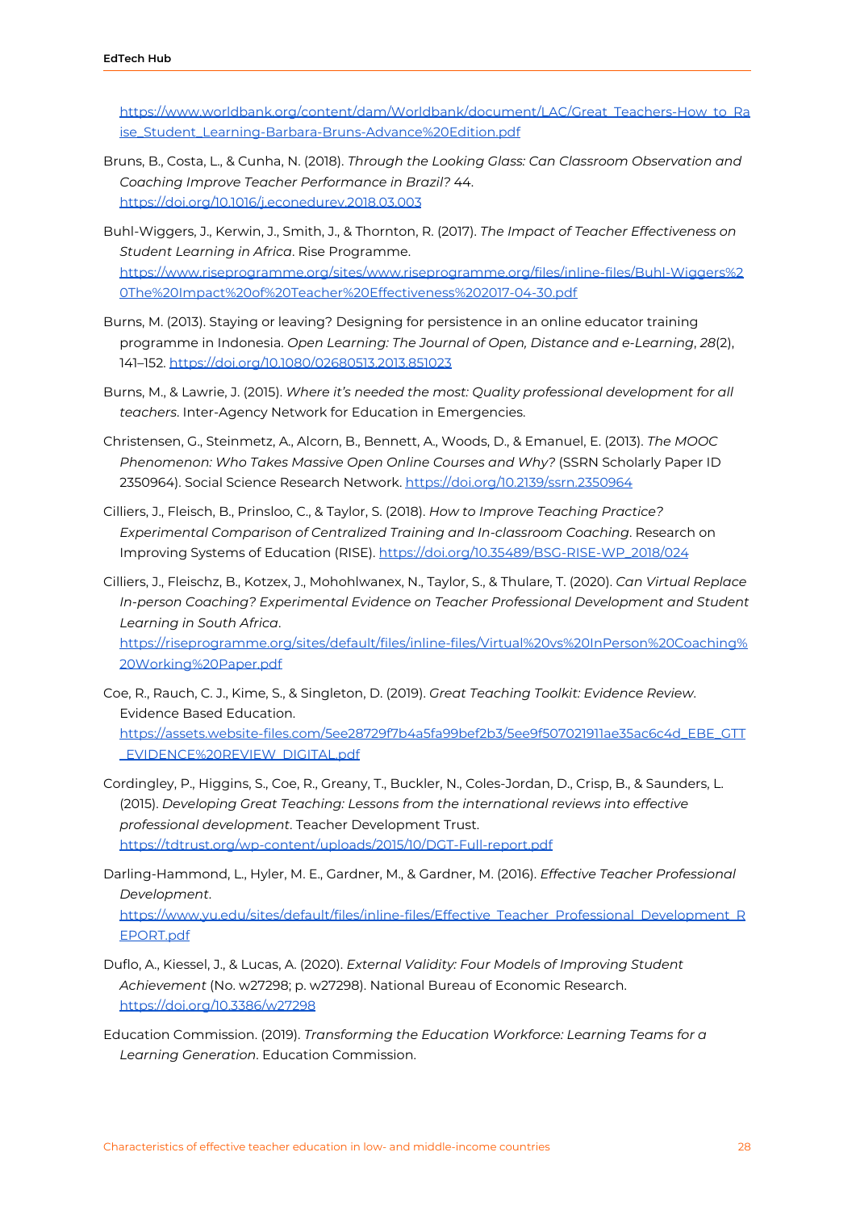https://www.worldbank.org/content/dam/Worldbank/document/LAC/Great_Teachers-How_to_Raise_Student_Learning-Barbara-Bruns-Advance%20Edition.pdf

Bruns, B., Costa, L., & Cunha, N. (2018). *Through the Looking Glass: Can Classroom Observation and Coaching Improve Teacher Performance in Brazil?* 44. https://doi.org/10.1016/j.econedurev.2018.03.003

Buhl-Wiggers, J., Kerwin, J., Smith, J., & Thornton, R. (2017). *The Impact of Teacher Effectiveness on Student Learning in Africa*. Rise Programme. https://www.riseprogramme.org/sites/www.riseprogramme.org/files/inline-files/Buhl-Wiggers%20The%20Impact%20of%20Teacher%20Effectiveness%202017-04-30.pdf

Burns, M. (2013). Staying or leaving? Designing for persistence in an online educator training programme in Indonesia. *Open Learning: The Journal of Open, Distance and e-Learning*, *28*(2), 141–152. https://doi.org/10.1080/02680513.2013.851023

Burns, M., & Lawrie, J. (2015). *Where it's needed the most: Quality professional development for all teachers*. Inter-Agency Network for Education in Emergencies.

Christensen, G., Steinmetz, A., Alcorn, B., Bennett, A., Woods, D., & Emanuel, E. (2013). *The MOOC Phenomenon: Who Takes Massive Open Online Courses and Why?* (SSRN Scholarly Paper ID 2350964). Social Science Research Network. https://doi.org/10.2139/ssrn.2350964

Cilliers, J., Fleisch, B., Prinsloo, C., & Taylor, S. (2018). *How to Improve Teaching Practice? Experimental Comparison of Centralized Training and In-classroom Coaching*. Research on Improving Systems of Education (RISE). https://doi.org/10.35489/BSG-RISE-WP_2018/024

Cilliers, J., Fleischz, B., Kotzex, J., Mohohlwanex, N., Taylor, S., & Thulare, T. (2020). *Can Virtual Replace In-person Coaching? Experimental Evidence on Teacher Professional Development and Student Learning in South Africa*. https://riseprogramme.org/sites/default/files/inline-files/Virtual%20vs%20InPerson%20Coaching%20Working%20Paper.pdf

Coe, R., Rauch, C. J., Kime, S., & Singleton, D. (2019). *Great Teaching Toolkit: Evidence Review*. Evidence Based Education. https://assets.website-files.com/5ee28729f7b4a5fa99bef2b3/5ee9f507021911ae35ac6c4d_EBE_GTT_EVIDENCE%20REVIEW_DIGITAL.pdf

Cordingley, P., Higgins, S., Coe, R., Greany, T., Buckler, N., Coles-Jordan, D., Crisp, B., & Saunders, L. (2015). *Developing Great Teaching: Lessons from the international reviews into effective professional development*. Teacher Development Trust. https://tdtrust.org/wp-content/uploads/2015/10/DGT-Full-report.pdf

Darling-Hammond, L., Hyler, M. E., Gardner, M., & Gardner, M. (2016). *Effective Teacher Professional Development*. https://www.yu.edu/sites/default/files/inline-files/Effective_Teacher_Professional_Development_REPORT.pdf

Duflo, A., Kiessel, J., & Lucas, A. (2020). *External Validity: Four Models of Improving Student Achievement* (No. w27298; p. w27298). National Bureau of Economic Research. https://doi.org/10.3386/w27298

Education Commission. (2019). *Transforming the Education Workforce: Learning Teams for a Learning Generation*. Education Commission.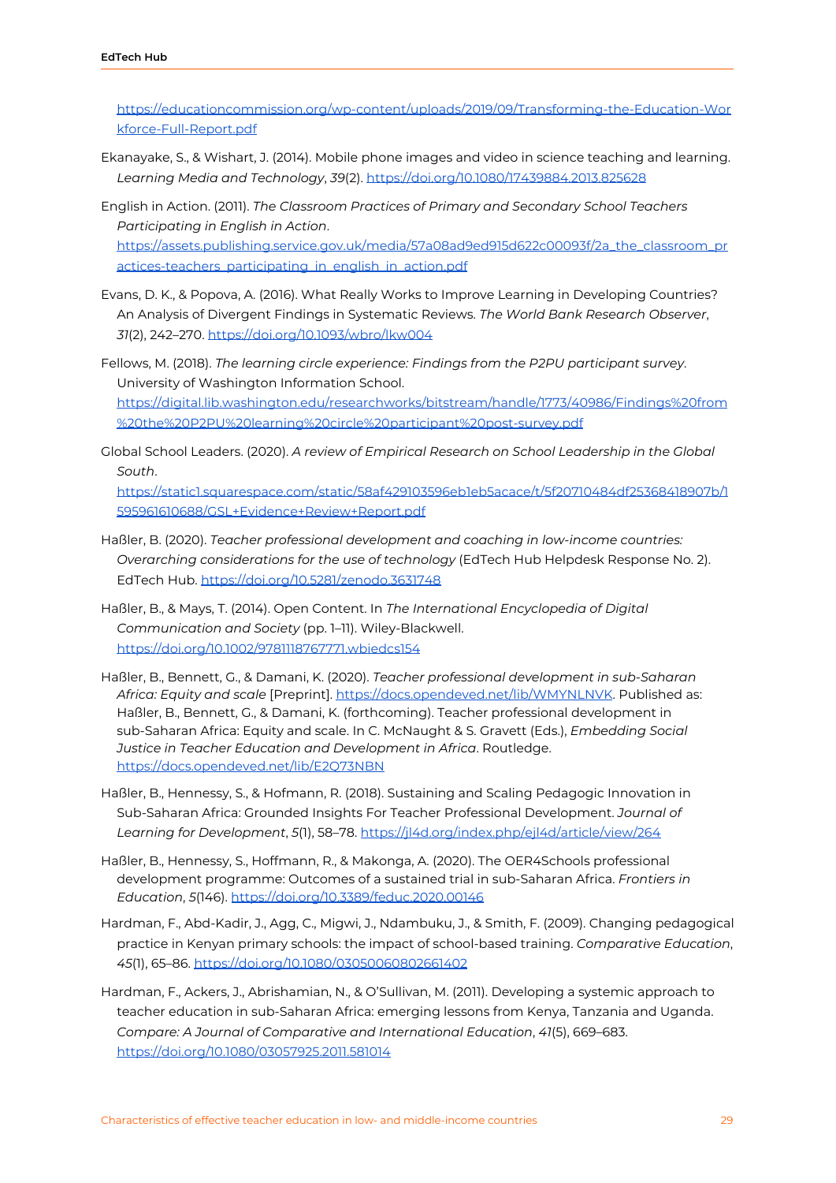https://educationcommission.org/wp-content/uploads/2019/09/Transforming-the-Education-Workforce-Full-Report.pdf

Ekanayake, S., & Wishart, J. (2014). Mobile phone images and video in science teaching and learning. *Learning Media and Technology*, *39*(2). https://doi.org/10.1080/17439884.2013.825628

English in Action. (2011). *The Classroom Practices of Primary and Secondary School Teachers Participating in English in Action*. https://assets.publishing.service.gov.uk/media/57a08ad9ed915d622c00093f/2a_the_classroom_practices-teachers_participating_in_english_in_action.pdf

Evans, D. K., & Popova, A. (2016). What Really Works to Improve Learning in Developing Countries? An Analysis of Divergent Findings in Systematic Reviews. *The World Bank Research Observer*, *31*(2), 242–270. https://doi.org/10.1093/wbro/lkw004

Fellows, M. (2018). *The learning circle experience: Findings from the P2PU participant survey*. University of Washington Information School. https://digital.lib.washington.edu/researchworks/bitstream/handle/1773/40986/Findings%20from%20the%20P2PU%20learning%20circle%20participant%20post-survey.pdf

Global School Leaders. (2020). *A review of Empirical Research on School Leadership in the Global South*. https://static1.squarespace.com/static/58af429103596eb1eb5acace/t/5f20710484df25368418907b/1595961610688/GSL+Evidence+Review+Report.pdf

Haßler, B. (2020). *Teacher professional development and coaching in low-income countries: Overarching considerations for the use of technology* (EdTech Hub Helpdesk Response No. 2). EdTech Hub. https://doi.org/10.5281/zenodo.3631748

Haßler, B., & Mays, T. (2014). Open Content. In *The International Encyclopedia of Digital Communication and Society* (pp. 1–11). Wiley-Blackwell. https://doi.org/10.1002/9781118767771.wbiedcs154

Haßler, B., Bennett, G., & Damani, K. (2020). *Teacher professional development in sub-Saharan Africa: Equity and scale* [Preprint]. https://docs.opendeved.net/lib/WMYNLNVK. Published as: Haßler, B., Bennett, G., & Damani, K. (forthcoming). Teacher professional development in sub-Saharan Africa: Equity and scale. In C. McNaught & S. Gravett (Eds.), *Embedding Social Justice in Teacher Education and Development in Africa*. Routledge. https://docs.opendeved.net/lib/E2Q73NBN

Haßler, B., Hennessy, S., & Hofmann, R. (2018). Sustaining and Scaling Pedagogic Innovation in Sub-Saharan Africa: Grounded Insights For Teacher Professional Development. *Journal of Learning for Development*, *5*(1), 58–78. https://jl4d.org/index.php/ejl4d/article/view/264

Haßler, B., Hennessy, S., Hoffmann, R., & Makonga, A. (2020). The OER4Schools professional development programme: Outcomes of a sustained trial in sub-Saharan Africa. *Frontiers in Education*, *5*(146). https://doi.org/10.3389/feduc.2020.00146

Hardman, F., Abd-Kadir, J., Agg, C., Migwi, J., Ndambuku, J., & Smith, F. (2009). Changing pedagogical practice in Kenyan primary schools: the impact of school-based training. *Comparative Education*, *45*(1), 65–86. https://doi.org/10.1080/03050060802661402

Hardman, F., Ackers, J., Abrishamian, N., & O'Sullivan, M. (2011). Developing a systemic approach to teacher education in sub-Saharan Africa: emerging lessons from Kenya, Tanzania and Uganda. *Compare: A Journal of Comparative and International Education*, *41*(5), 669–683. https://doi.org/10.1080/03057925.2011.581014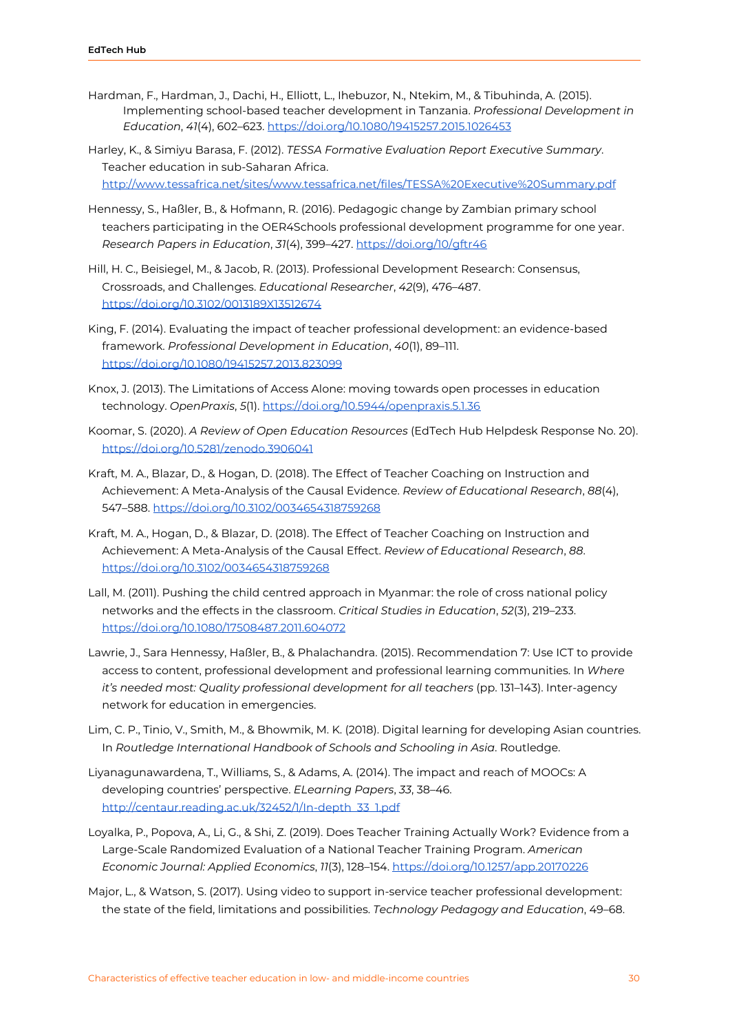Hardman, F., Hardman, J., Dachi, H., Elliott, L., Ihebuzor, N., Ntekim, M., & Tibuhinda, A. (2015). Implementing school-based teacher development in Tanzania. *Professional Development in Education*, *41*(4), 602–623. https://doi.org/10.1080/19415257.2015.1026453

Harley, K., & Simiyu Barasa, F. (2012). *TESSA Formative Evaluation Report Executive Summary*. Teacher education in sub-Saharan Africa. http://www.tessafrica.net/sites/www.tessafrica.net/files/TESSA%20Executive%20Summary.pdf

Hennessy, S., Haßler, B., & Hofmann, R. (2016). Pedagogic change by Zambian primary school teachers participating in the OER4Schools professional development programme for one year. *Research Papers in Education*, *31*(4), 399–427. https://doi.org/10/gftr46

Hill, H. C., Beisiegel, M., & Jacob, R. (2013). Professional Development Research: Consensus, Crossroads, and Challenges. *Educational Researcher*, *42*(9), 476–487. https://doi.org/10.3102/0013189X13512674

King, F. (2014). Evaluating the impact of teacher professional development: an evidence-based framework. *Professional Development in Education*, *40*(1), 89–111. https://doi.org/10.1080/19415257.2013.823099

Knox, J. (2013). The Limitations of Access Alone: moving towards open processes in education technology. *OpenPraxis*, *5*(1). https://doi.org/10.5944/openpraxis.5.1.36

Koomar, S. (2020). *A Review of Open Education Resources* (EdTech Hub Helpdesk Response No. 20). https://doi.org/10.5281/zenodo.3906041

Kraft, M. A., Blazar, D., & Hogan, D. (2018). The Effect of Teacher Coaching on Instruction and Achievement: A Meta-Analysis of the Causal Evidence. *Review of Educational Research*, *88*(4), 547–588. https://doi.org/10.3102/0034654318759268

Kraft, M. A., Hogan, D., & Blazar, D. (2018). The Effect of Teacher Coaching on Instruction and Achievement: A Meta-Analysis of the Causal Effect. *Review of Educational Research*, *88*. https://doi.org/10.3102/0034654318759268

Lall, M. (2011). Pushing the child centred approach in Myanmar: the role of cross national policy networks and the effects in the classroom. *Critical Studies in Education*, *52*(3), 219–233. https://doi.org/10.1080/17508487.2011.604072

Lawrie, J., Sara Hennessy, Haßler, B., & Phalachandra. (2015). Recommendation 7: Use ICT to provide access to content, professional development and professional learning communities. In *Where it's needed most: Quality professional development for all teachers* (pp. 131–143). Inter-agency network for education in emergencies.

Lim, C. P., Tinio, V., Smith, M., & Bhowmik, M. K. (2018). Digital learning for developing Asian countries. In *Routledge International Handbook of Schools and Schooling in Asia*. Routledge.

Liyanagunawardena, T., Williams, S., & Adams, A. (2014). The impact and reach of MOOCs: A developing countries' perspective. *ELearning Papers*, *33*, 38–46. http://centaur.reading.ac.uk/32452/1/In-depth_33_1.pdf

Loyalka, P., Popova, A., Li, G., & Shi, Z. (2019). Does Teacher Training Actually Work? Evidence from a Large-Scale Randomized Evaluation of a National Teacher Training Program. *American Economic Journal: Applied Economics*, *11*(3), 128–154. https://doi.org/10.1257/app.20170226

Major, L., & Watson, S. (2017). Using video to support in-service teacher professional development: the state of the field, limitations and possibilities. *Technology Pedagogy and Education*, 49–68.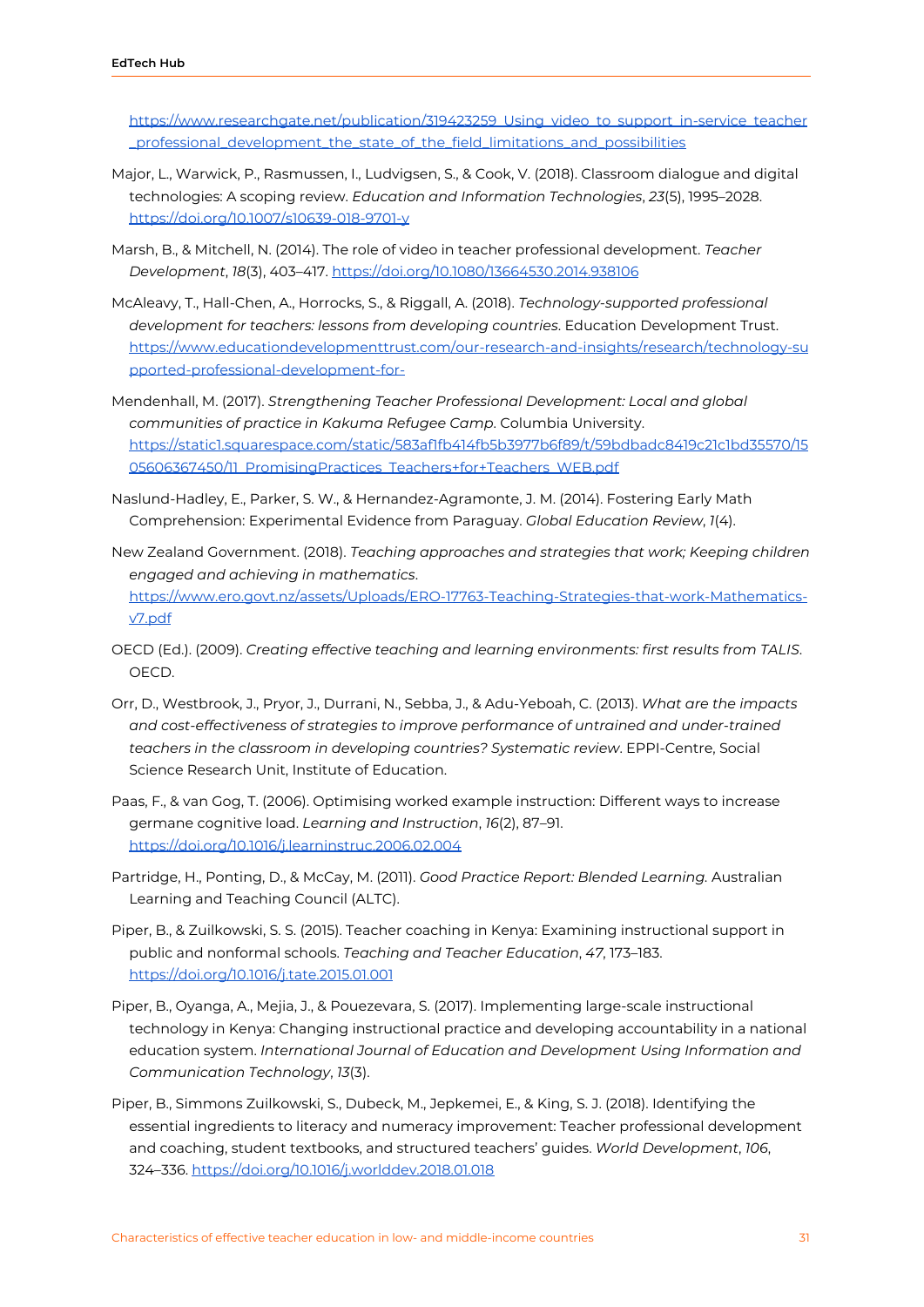https://www.researchgate.net/publication/319423259_Using_video_to_support_in-service_teacher_professional_development_the_state_of_the_field_limitations_and_possibilities

Major, L., Warwick, P., Rasmussen, I., Ludvigsen, S., & Cook, V. (2018). Classroom dialogue and digital technologies: A scoping review. *Education and Information Technologies*, *23*(5), 1995–2028. https://doi.org/10.1007/s10639-018-9701-y

Marsh, B., & Mitchell, N. (2014). The role of video in teacher professional development. *Teacher Development*, *18*(3), 403–417. https://doi.org/10.1080/13664530.2014.938106

McAleavy, T., Hall-Chen, A., Horrocks, S., & Riggall, A. (2018). *Technology-supported professional development for teachers: lessons from developing countries*. Education Development Trust. https://www.educationdevelopmenttrust.com/our-research-and-insights/research/technology-supported-professional-development-for-

Mendenhall, M. (2017). *Strengthening Teacher Professional Development: Local and global communities of practice in Kakuma Refugee Camp*. Columbia University. https://static1.squarespace.com/static/583af1fb414fb5b3977b6f89/t/59bdbadc8419c21c1bd35570/1505606367450/11_PromisingPractices_Teachers+for+Teachers_WEB.pdf

Naslund-Hadley, E., Parker, S. W., & Hernandez-Agramonte, J. M. (2014). Fostering Early Math Comprehension: Experimental Evidence from Paraguay. *Global Education Review*, *1*(4).

New Zealand Government. (2018). *Teaching approaches and strategies that work; Keeping children engaged and achieving in mathematics*. https://www.ero.govt.nz/assets/Uploads/ERO-17763-Teaching-Strategies-that-work-Mathematics-v7.pdf

OECD (Ed.). (2009). *Creating effective teaching and learning environments: first results from TALIS*. OECD.

Orr, D., Westbrook, J., Pryor, J., Durrani, N., Sebba, J., & Adu-Yeboah, C. (2013). *What are the impacts and cost-effectiveness of strategies to improve performance of untrained and under-trained teachers in the classroom in developing countries? Systematic review*. EPPI-Centre, Social Science Research Unit, Institute of Education.

Paas, F., & van Gog, T. (2006). Optimising worked example instruction: Different ways to increase germane cognitive load. *Learning and Instruction*, *16*(2), 87–91. https://doi.org/10.1016/j.learninstruc.2006.02.004

Partridge, H., Ponting, D., & McCay, M. (2011). *Good Practice Report: Blended Learning.* Australian Learning and Teaching Council (ALTC).

Piper, B., & Zuilkowski, S. S. (2015). Teacher coaching in Kenya: Examining instructional support in public and nonformal schools. *Teaching and Teacher Education*, *47*, 173–183. https://doi.org/10.1016/j.tate.2015.01.001

Piper, B., Oyanga, A., Mejia, J., & Pouezevara, S. (2017). Implementing large-scale instructional technology in Kenya: Changing instructional practice and developing accountability in a national education system. *International Journal of Education and Development Using Information and Communication Technology*, *13*(3).

Piper, B., Simmons Zuilkowski, S., Dubeck, M., Jepkemei, E., & King, S. J. (2018). Identifying the essential ingredients to literacy and numeracy improvement: Teacher professional development and coaching, student textbooks, and structured teachers' guides. *World Development*, *106*, 324–336. https://doi.org/10.1016/j.worlddev.2018.01.018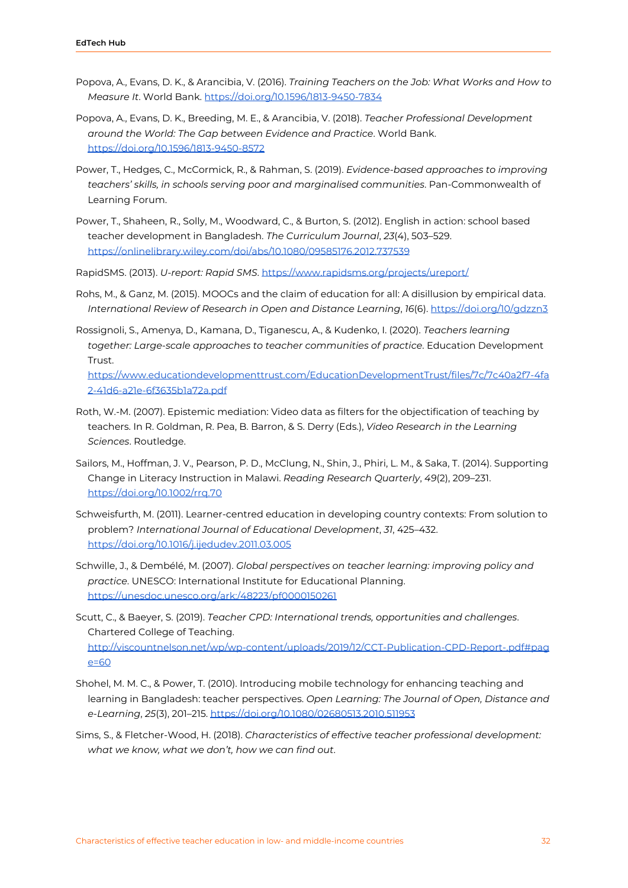Popova, A., Evans, D. K., & Arancibia, V. (2016). *Training Teachers on the Job: What Works and How to Measure It*. World Bank. https://doi.org/10.1596/1813-9450-7834

Popova, A., Evans, D. K., Breeding, M. E., & Arancibia, V. (2018). *Teacher Professional Development around the World: The Gap between Evidence and Practice*. World Bank. https://doi.org/10.1596/1813-9450-8572

Power, T., Hedges, C., McCormick, R., & Rahman, S. (2019). *Evidence-based approaches to improving teachers' skills, in schools serving poor and marginalised communities*. Pan-Commonwealth of Learning Forum.

Power, T., Shaheen, R., Solly, M., Woodward, C., & Burton, S. (2012). English in action: school based teacher development in Bangladesh. *The Curriculum Journal*, *23*(4), 503–529. https://onlinelibrary.wiley.com/doi/abs/10.1080/09585176.2012.737539

RapidSMS. (2013). *U-report: Rapid SMS*. https://www.rapidsms.org/projects/ureport/

Rohs, M., & Ganz, M. (2015). MOOCs and the claim of education for all: A disillusion by empirical data. *International Review of Research in Open and Distance Learning*, *16*(6). https://doi.org/10/gdzzn3

Rossignoli, S., Amenya, D., Kamana, D., Tiganescu, A., & Kudenko, I. (2020). *Teachers learning together: Large-scale approaches to teacher communities of practice*. Education Development Trust. https://www.educationdevelopmenttrust.com/EducationDevelopmentTrust/files/7c/7c40a2f7-4fa2-41d6-a21e-6f3635b1a72a.pdf

Roth, W.-M. (2007). Epistemic mediation: Video data as filters for the objectification of teaching by teachers. In R. Goldman, R. Pea, B. Barron, & S. Derry (Eds.), *Video Research in the Learning Sciences*. Routledge.

Sailors, M., Hoffman, J. V., Pearson, P. D., McClung, N., Shin, J., Phiri, L. M., & Saka, T. (2014). Supporting Change in Literacy Instruction in Malawi. *Reading Research Quarterly*, *49*(2), 209–231. https://doi.org/10.1002/rrq.70

Schweisfurth, M. (2011). Learner-centred education in developing country contexts: From solution to problem? *International Journal of Educational Development*, *31*, 425–432. https://doi.org/10.1016/j.ijedudev.2011.03.005

Schwille, J., & Dembélé, M. (2007). *Global perspectives on teacher learning: improving policy and practice*. UNESCO: International Institute for Educational Planning. https://unesdoc.unesco.org/ark:/48223/pf0000150261

Scutt, C., & Baeyer, S. (2019). *Teacher CPD: International trends, opportunities and challenges*. Chartered College of Teaching. http://viscountnelson.net/wp/wp-content/uploads/2019/12/CCT-Publication-CPD-Report-.pdf#page=60

Shohel, M. M. C., & Power, T. (2010). Introducing mobile technology for enhancing teaching and learning in Bangladesh: teacher perspectives. *Open Learning: The Journal of Open, Distance and e-Learning*, *25*(3), 201–215. https://doi.org/10.1080/02680513.2010.511953

Sims, S., & Fletcher-Wood, H. (2018). *Characteristics of effective teacher professional development: what we know, what we don't, how we can find out*.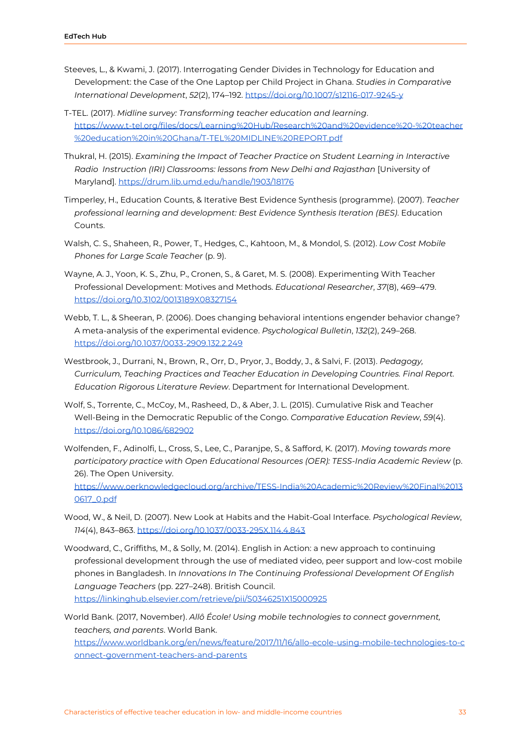Steeves, L., & Kwami, J. (2017). Interrogating Gender Divides in Technology for Education and Development: the Case of the One Laptop per Child Project in Ghana. *Studies in Comparative International Development*, *52*(2), 174–192. https://doi.org/10.1007/s12116-017-9245-y

T-TEL. (2017). *Midline survey: Transforming teacher education and learning*. https://www.t-tel.org/files/docs/Learning%20Hub/Research%20and%20evidence%20-%20teacher%20education%20in%20Ghana/T-TEL%20MIDLINE%20REPORT.pdf

Thukral, H. (2015). *Examining the Impact of Teacher Practice on Student Learning in Interactive Radio Instruction (IRI) Classrooms: lessons from New Delhi and Rajasthan* [University of Maryland]. https://drum.lib.umd.edu/handle/1903/18176

Timperley, H., Education Counts, & Iterative Best Evidence Synthesis (programme). (2007). *Teacher professional learning and development: Best Evidence Synthesis Iteration (BES)*. Education Counts.

Walsh, C. S., Shaheen, R., Power, T., Hedges, C., Kahtoon, M., & Mondol, S. (2012). *Low Cost Mobile Phones for Large Scale Teacher* (p. 9).

Wayne, A. J., Yoon, K. S., Zhu, P., Cronen, S., & Garet, M. S. (2008). Experimenting With Teacher Professional Development: Motives and Methods. *Educational Researcher*, *37*(8), 469–479. https://doi.org/10.3102/0013189X08327154

Webb, T. L., & Sheeran, P. (2006). Does changing behavioral intentions engender behavior change? A meta-analysis of the experimental evidence. *Psychological Bulletin*, *132*(2), 249–268. https://doi.org/10.1037/0033-2909.132.2.249

Westbrook, J., Durrani, N., Brown, R., Orr, D., Pryor, J., Boddy, J., & Salvi, F. (2013). *Pedagogy, Curriculum, Teaching Practices and Teacher Education in Developing Countries. Final Report. Education Rigorous Literature Review*. Department for International Development.

Wolf, S., Torrente, C., McCoy, M., Rasheed, D., & Aber, J. L. (2015). Cumulative Risk and Teacher Well-Being in the Democratic Republic of the Congo. *Comparative Education Review*, *59*(4). https://doi.org/10.1086/682902

Wolfenden, F., Adinolfi, L., Cross, S., Lee, C., Paranjpe, S., & Safford, K. (2017). *Moving towards more participatory practice with Open Educational Resources (OER): TESS-India Academic Review* (p. 26). The Open University. https://www.oerknowledgecloud.org/archive/TESS-India%20Academic%20Review%20Final%20130617_0.pdf

Wood, W., & Neil, D. (2007). New Look at Habits and the Habit-Goal Interface. *Psychological Review*, *114*(4), 843–863. https://doi.org/10.1037/0033-295X.114.4.843

Woodward, C., Griffiths, M., & Solly, M. (2014). English in Action: a new approach to continuing professional development through the use of mediated video, peer support and low-cost mobile phones in Bangladesh. In *Innovations In The Continuing Professional Development Of English Language Teachers* (pp. 227–248). British Council. https://linkinghub.elsevier.com/retrieve/pii/S0346251X15000925

World Bank. (2017, November). *Allô École! Using mobile technologies to connect government, teachers, and parents*. World Bank. https://www.worldbank.org/en/news/feature/2017/11/16/allo-ecole-using-mobile-technologies-to-connect-government-teachers-and-parents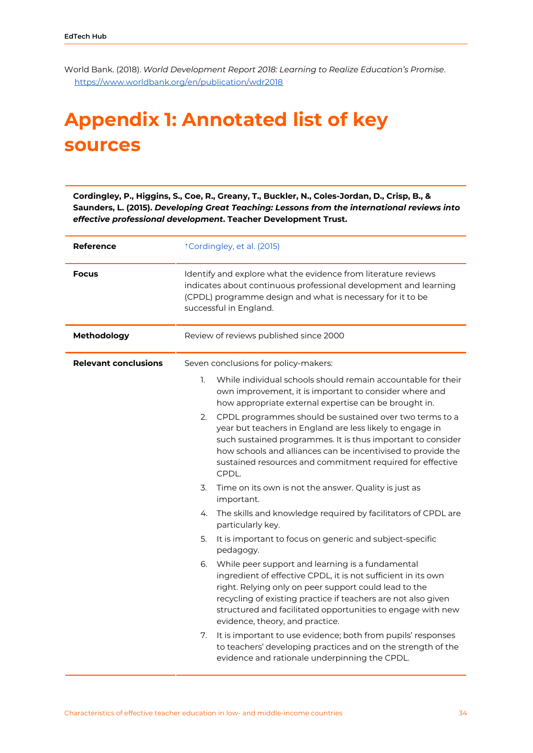World Bank. (2018). *World Development Report 2018: Learning to Realize Education's Promise*. https://www.worldbank.org/en/publication/wdr2018

# Appendix 1: Annotated list of key sources

**Cordingley, P., Higgins, S., Coe, R., Greany, T., Buckler, N., Coles-Jordan, D., Crisp, B., & Saunders, L. (2015). *Developing Great Teaching: Lessons from the international reviews into effective professional development*. Teacher Development Trust.**

| | |
|---|---|
| **Reference** | ↑Cordingley, et al. (2015) |
| **Focus** | Identify and explore what the evidence from literature reviews indicates about continuous professional development and learning (CPDL) programme design and what is necessary for it to be successful in England. |
| **Methodology** | Review of reviews published since 2000 |
| **Relevant conclusions** | Seven conclusions for policy-makers:<br>1. While individual schools should remain accountable for their own improvement, it is important to consider where and how appropriate external expertise can be brought in.<br>2. CPDL programmes should be sustained over two terms to a year but teachers in England are less likely to engage in such sustained programmes. It is thus important to consider how schools and alliances can be incentivised to provide the sustained resources and commitment required for effective CPDL.<br>3. Time on its own is not the answer. Quality is just as important.<br>4. The skills and knowledge required by facilitators of CPDL are particularly key.<br>5. It is important to focus on generic and subject-specific pedagogy.<br>6. While peer support and learning is a fundamental ingredient of effective CPDL, it is not sufficient in its own right. Relying only on peer support could lead to the recycling of existing practice if teachers are not also given structured and facilitated opportunities to engage with new evidence, theory, and practice.<br>7. It is important to use evidence; both from pupils' responses to teachers' developing practices and on the strength of the evidence and rationale underpinning the CPDL. |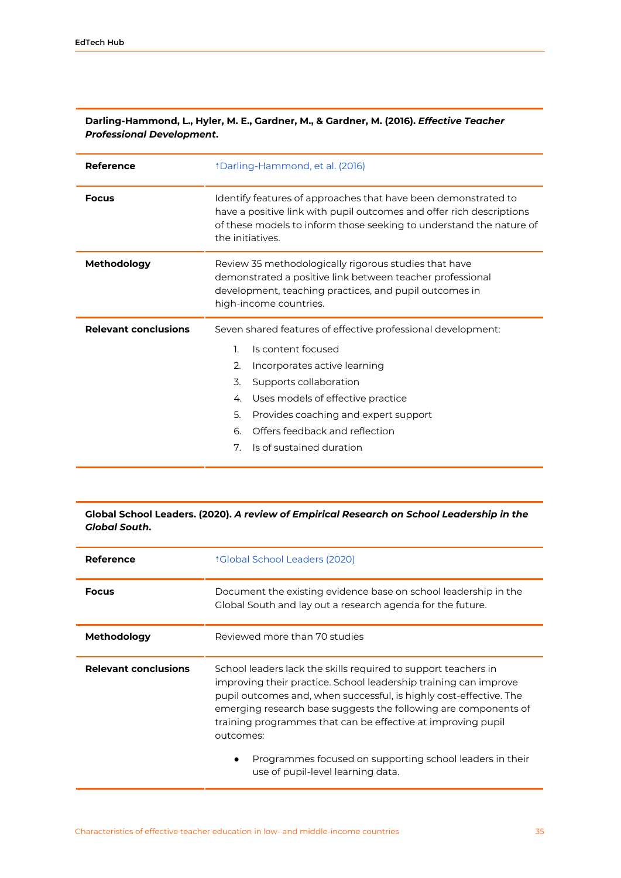**Darling-Hammond, L., Hyler, M. E., Gardner, M., & Gardner, M. (2016).** ***Effective Teacher Professional Development*.**

| | |
|---|---|
| **Reference** | ↑Darling-Hammond, et al. (2016) |
| **Focus** | Identify features of approaches that have been demonstrated to have a positive link with pupil outcomes and offer rich descriptions of these models to inform those seeking to understand the nature of the initiatives. |
| **Methodology** | Review 35 methodologically rigorous studies that have demonstrated a positive link between teacher professional development, teaching practices, and pupil outcomes in high-income countries. |
| **Relevant conclusions** | Seven shared features of effective professional development:<br>1. Is content focused<br>2. Incorporates active learning<br>3. Supports collaboration<br>4. Uses models of effective practice<br>5. Provides coaching and expert support<br>6. Offers feedback and reflection<br>7. Is of sustained duration |

**Global School Leaders. (2020).** ***A review of Empirical Research on School Leadership in the Global South*.**

| | |
|---|---|
| **Reference** | ↑Global School Leaders (2020) |
| **Focus** | Document the existing evidence base on school leadership in the Global South and lay out a research agenda for the future. |
| **Methodology** | Reviewed more than 70 studies |
| **Relevant conclusions** | School leaders lack the skills required to support teachers in improving their practice. School leadership training can improve pupil outcomes and, when successful, is highly cost-effective. The emerging research base suggests the following are components of training programmes that can be effective at improving pupil outcomes:<br>● Programmes focused on supporting school leaders in their use of pupil-level learning data. |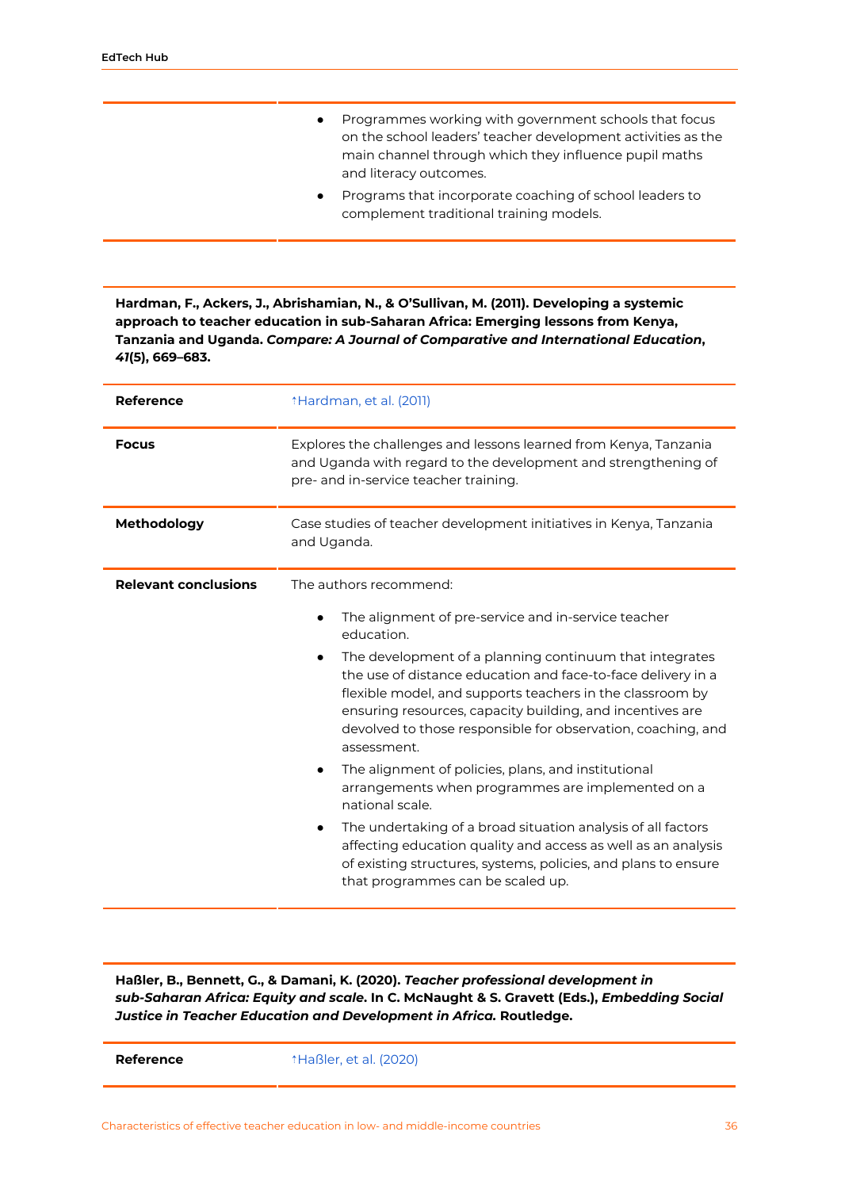| | |
|---|---|
| | - Programmes working with government schools that focus on the school leaders' teacher development activities as the main channel through which they influence pupil maths and literacy outcomes.<br>- Programs that incorporate coaching of school leaders to complement traditional training models. |

**Hardman, F., Ackers, J., Abrishamian, N., & O'Sullivan, M. (2011). Developing a systemic approach to teacher education in sub-Saharan Africa: Emerging lessons from Kenya, Tanzania and Uganda. *Compare: A Journal of Comparative and International Education*, *41*(5), 669–683.**

| | |
|---|---|
| **Reference** | ↑Hardman, et al. (2011) |
| **Focus** | Explores the challenges and lessons learned from Kenya, Tanzania and Uganda with regard to the development and strengthening of pre- and in-service teacher training. |
| **Methodology** | Case studies of teacher development initiatives in Kenya, Tanzania and Uganda. |
| **Relevant conclusions** | The authors recommend:<br>- The alignment of pre-service and in-service teacher education.<br>- The development of a planning continuum that integrates the use of distance education and face-to-face delivery in a flexible model, and supports teachers in the classroom by ensuring resources, capacity building, and incentives are devolved to those responsible for observation, coaching, and assessment.<br>- The alignment of policies, plans, and institutional arrangements when programmes are implemented on a national scale.<br>- The undertaking of a broad situation analysis of all factors affecting education quality and access as well as an analysis of existing structures, systems, policies, and plans to ensure that programmes can be scaled up. |

**Haßler, B., Bennett, G., & Damani, K. (2020). *Teacher professional development in sub-Saharan Africa: Equity and scale*. In C. McNaught & S. Gravett (Eds.), *Embedding Social Justice in Teacher Education and Development in Africa.* Routledge.**

| | |
|---|---|
| **Reference** | ↑Haßler, et al. (2020) |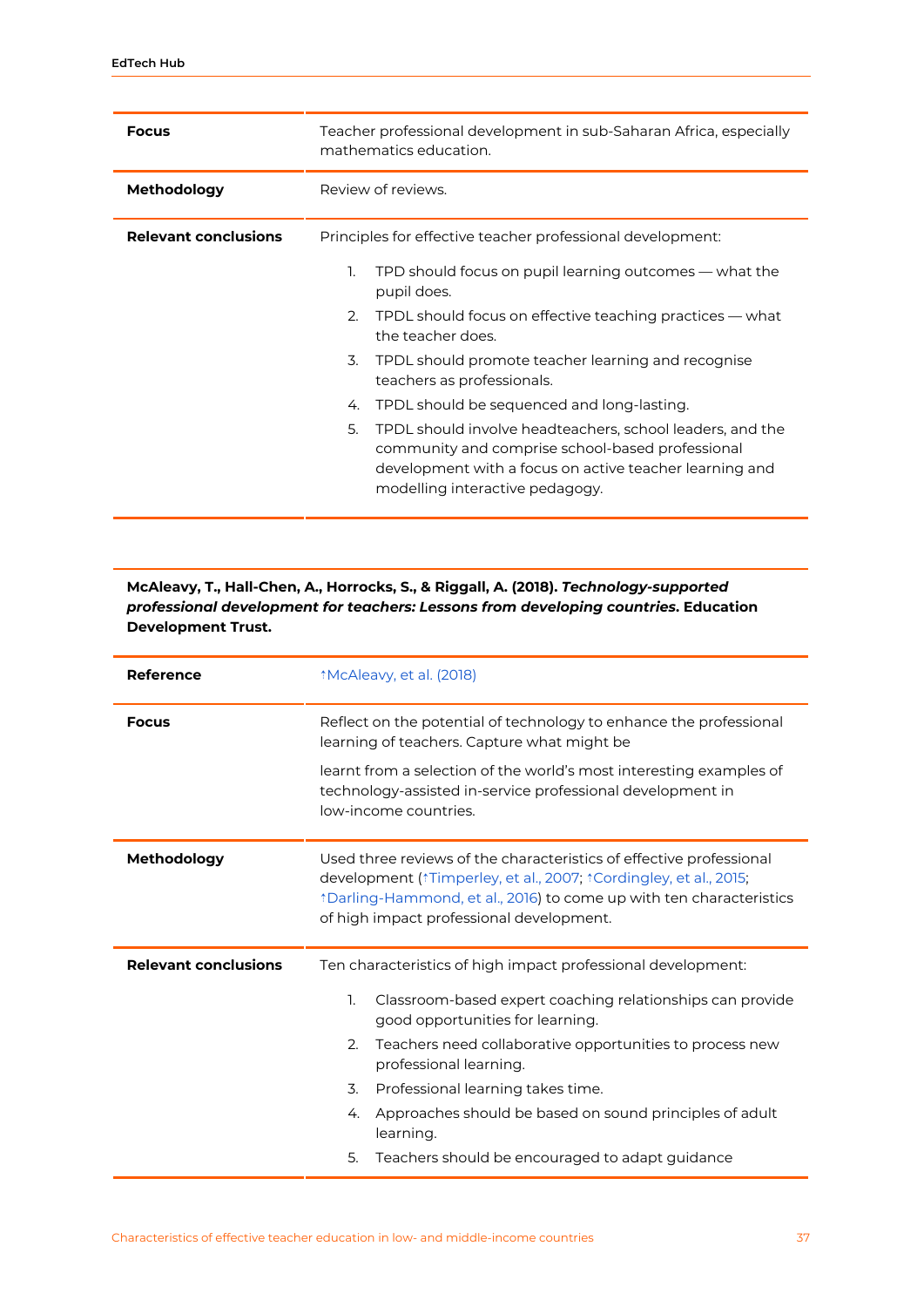| | |
|---|---|
| **Focus** | Teacher professional development in sub-Saharan Africa, especially mathematics education. |
| **Methodology** | Review of reviews. |
| **Relevant conclusions** | Principles for effective teacher professional development:<br><br>1. TPD should focus on pupil learning outcomes — what the pupil does.<br>2. TPDL should focus on effective teaching practices — what the teacher does.<br>3. TPDL should promote teacher learning and recognise teachers as professionals.<br>4. TPDL should be sequenced and long-lasting.<br>5. TPDL should involve headteachers, school leaders, and the community and comprise school-based professional development with a focus on active teacher learning and modelling interactive pedagogy. |

**McAleavy, T., Hall-Chen, A., Horrocks, S., & Riggall, A. (2018).** ***Technology-supported professional development for teachers: Lessons from developing countries*****. Education Development Trust.**

| | |
|---|---|
| **Reference** | ↑McAleavy, et al. (2018) |
| **Focus** | Reflect on the potential of technology to enhance the professional learning of teachers. Capture what might be<br><br>learnt from a selection of the world's most interesting examples of technology-assisted in-service professional development in low-income countries. |
| **Methodology** | Used three reviews of the characteristics of effective professional development (↑Timperley, et al., 2007; ↑Cordingley, et al., 2015; ↑Darling-Hammond, et al., 2016) to come up with ten characteristics of high impact professional development. |
| **Relevant conclusions** | Ten characteristics of high impact professional development:<br><br>1. Classroom-based expert coaching relationships can provide good opportunities for learning.<br>2. Teachers need collaborative opportunities to process new professional learning.<br>3. Professional learning takes time.<br>4. Approaches should be based on sound principles of adult learning.<br>5. Teachers should be encouraged to adapt guidance |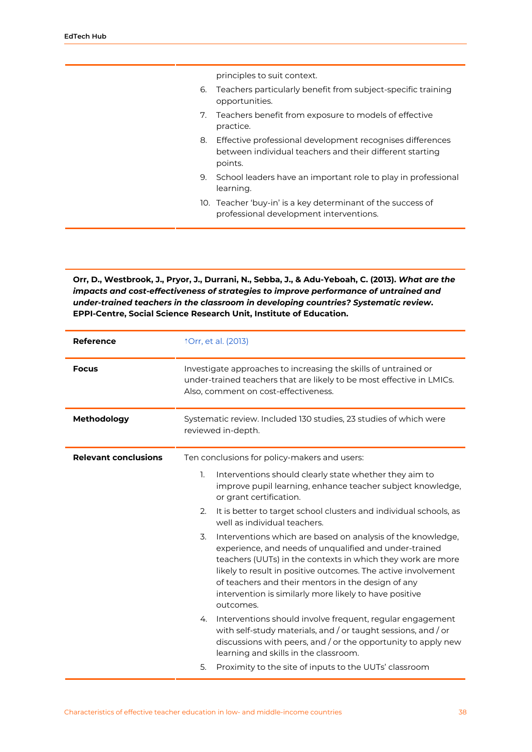| | |
|---|---|
| | principles to suit context.<br>6. Teachers particularly benefit from subject-specific training opportunities.<br>7. Teachers benefit from exposure to models of effective practice.<br>8. Effective professional development recognises differences between individual teachers and their different starting points.<br>9. School leaders have an important role to play in professional learning.<br>10. Teacher 'buy-in' is a key determinant of the success of professional development interventions. |

**Orr, D., Westbrook, J., Pryor, J., Durrani, N., Sebba, J., & Adu-Yeboah, C. (2013).** ***What are the impacts and cost-effectiveness of strategies to improve performance of untrained and under-trained teachers in the classroom in developing countries? Systematic review*****. EPPI-Centre, Social Science Research Unit, Institute of Education.**

| | |
|---|---|
| **Reference** | ↑Orr, et al. (2013) |
| **Focus** | Investigate approaches to increasing the skills of untrained or under-trained teachers that are likely to be most effective in LMICs. Also, comment on cost-effectiveness. |
| **Methodology** | Systematic review. Included 130 studies, 23 studies of which were reviewed in-depth. |
| **Relevant conclusions** | Ten conclusions for policy-makers and users:<br>1. Interventions should clearly state whether they aim to improve pupil learning, enhance teacher subject knowledge, or grant certification.<br>2. It is better to target school clusters and individual schools, as well as individual teachers.<br>3. Interventions which are based on analysis of the knowledge, experience, and needs of unqualified and under-trained teachers (UUTs) in the contexts in which they work are more likely to result in positive outcomes. The active involvement of teachers and their mentors in the design of any intervention is similarly more likely to have positive outcomes.<br>4. Interventions should involve frequent, regular engagement with self-study materials, and / or taught sessions, and / or discussions with peers, and / or the opportunity to apply new learning and skills in the classroom.<br>5. Proximity to the site of inputs to the UUTs' classroom |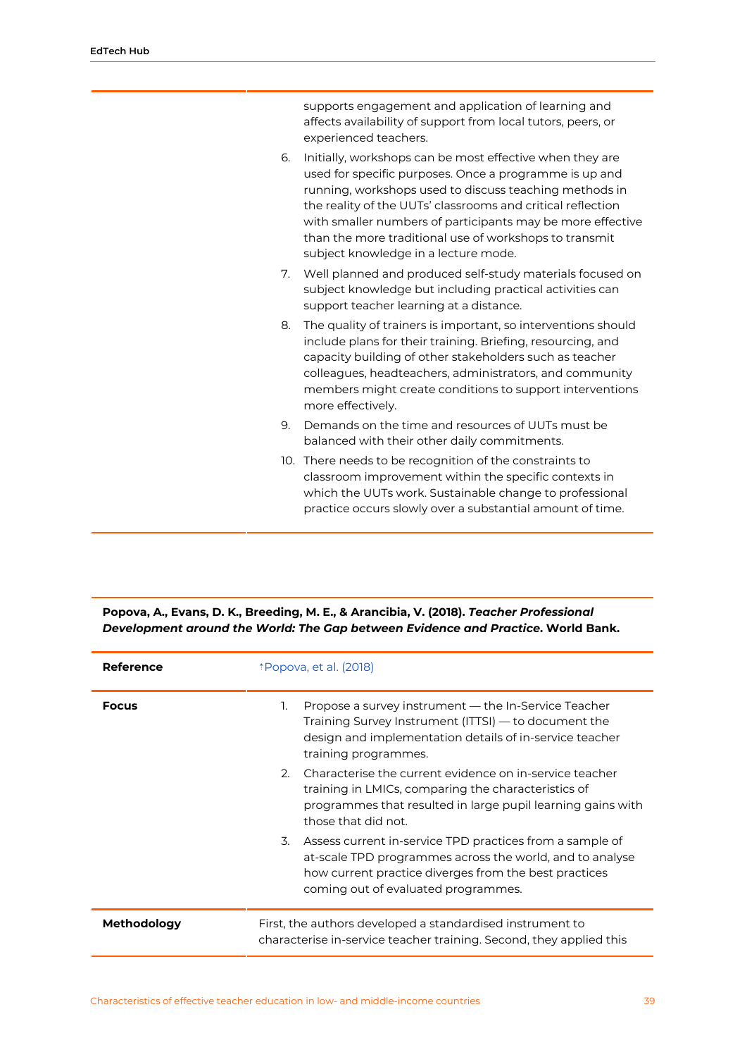| | |
|---|---|
| | supports engagement and application of learning and affects availability of support from local tutors, peers, or experienced teachers.<br>6. Initially, workshops can be most effective when they are used for specific purposes. Once a programme is up and running, workshops used to discuss teaching methods in the reality of the UUTs' classrooms and critical reflection with smaller numbers of participants may be more effective than the more traditional use of workshops to transmit subject knowledge in a lecture mode.<br>7. Well planned and produced self-study materials focused on subject knowledge but including practical activities can support teacher learning at a distance.<br>8. The quality of trainers is important, so interventions should include plans for their training. Briefing, resourcing, and capacity building of other stakeholders such as teacher colleagues, headteachers, administrators, and community members might create conditions to support interventions more effectively.<br>9. Demands on the time and resources of UUTs must be balanced with their other daily commitments.<br>10. There needs to be recognition of the constraints to classroom improvement within the specific contexts in which the UUTs work. Sustainable change to professional practice occurs slowly over a substantial amount of time. |

**Popova, A., Evans, D. K., Breeding, M. E., & Arancibia, V. (2018). *Teacher Professional Development around the World: The Gap between Evidence and Practice*. World Bank.**

| | |
|---|---|
| **Reference** | ↑Popova, et al. (2018) |
| **Focus** | 1. Propose a survey instrument — the In-Service Teacher Training Survey Instrument (ITTSI) — to document the design and implementation details of in-service teacher training programmes.<br>2. Characterise the current evidence on in-service teacher training in LMICs, comparing the characteristics of programmes that resulted in large pupil learning gains with those that did not.<br>3. Assess current in-service TPD practices from a sample of at-scale TPD programmes across the world, and to analyse how current practice diverges from the best practices coming out of evaluated programmes. |
| **Methodology** | First, the authors developed a standardised instrument to characterise in-service teacher training. Second, they applied this |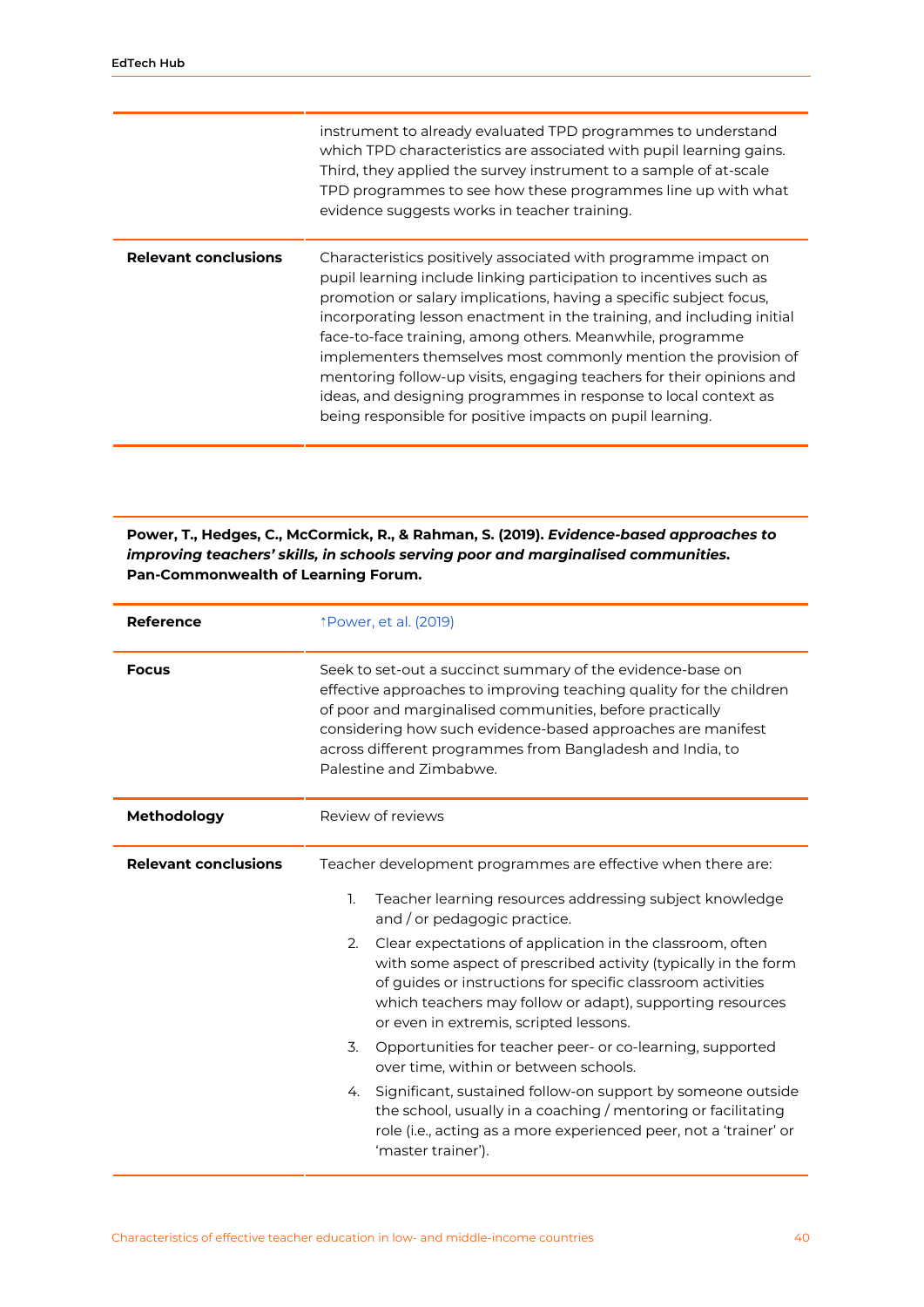| | |
|---|---|
| | instrument to already evaluated TPD programmes to understand which TPD characteristics are associated with pupil learning gains. Third, they applied the survey instrument to a sample of at-scale TPD programmes to see how these programmes line up with what evidence suggests works in teacher training. |
| **Relevant conclusions** | Characteristics positively associated with programme impact on pupil learning include linking participation to incentives such as promotion or salary implications, having a specific subject focus, incorporating lesson enactment in the training, and including initial face-to-face training, among others. Meanwhile, programme implementers themselves most commonly mention the provision of mentoring follow-up visits, engaging teachers for their opinions and ideas, and designing programmes in response to local context as being responsible for positive impacts on pupil learning. |

**Power, T., Hedges, C., McCormick, R., & Rahman, S. (2019). *Evidence-based approaches to improving teachers' skills, in schools serving poor and marginalised communities.* Pan-Commonwealth of Learning Forum.**

| | |
|---|---|
| **Reference** | ↑Power, et al. (2019) |
| **Focus** | Seek to set-out a succinct summary of the evidence-base on effective approaches to improving teaching quality for the children of poor and marginalised communities, before practically considering how such evidence-based approaches are manifest across different programmes from Bangladesh and India, to Palestine and Zimbabwe. |
| **Methodology** | Review of reviews |
| **Relevant conclusions** | Teacher development programmes are effective when there are:<br><br>1. Teacher learning resources addressing subject knowledge and / or pedagogic practice.<br>2. Clear expectations of application in the classroom, often with some aspect of prescribed activity (typically in the form of guides or instructions for specific classroom activities which teachers may follow or adapt), supporting resources or even in extremis, scripted lessons.<br>3. Opportunities for teacher peer- or co-learning, supported over time, within or between schools.<br>4. Significant, sustained follow-on support by someone outside the school, usually in a coaching / mentoring or facilitating role (i.e., acting as a more experienced peer, not a 'trainer' or 'master trainer'). |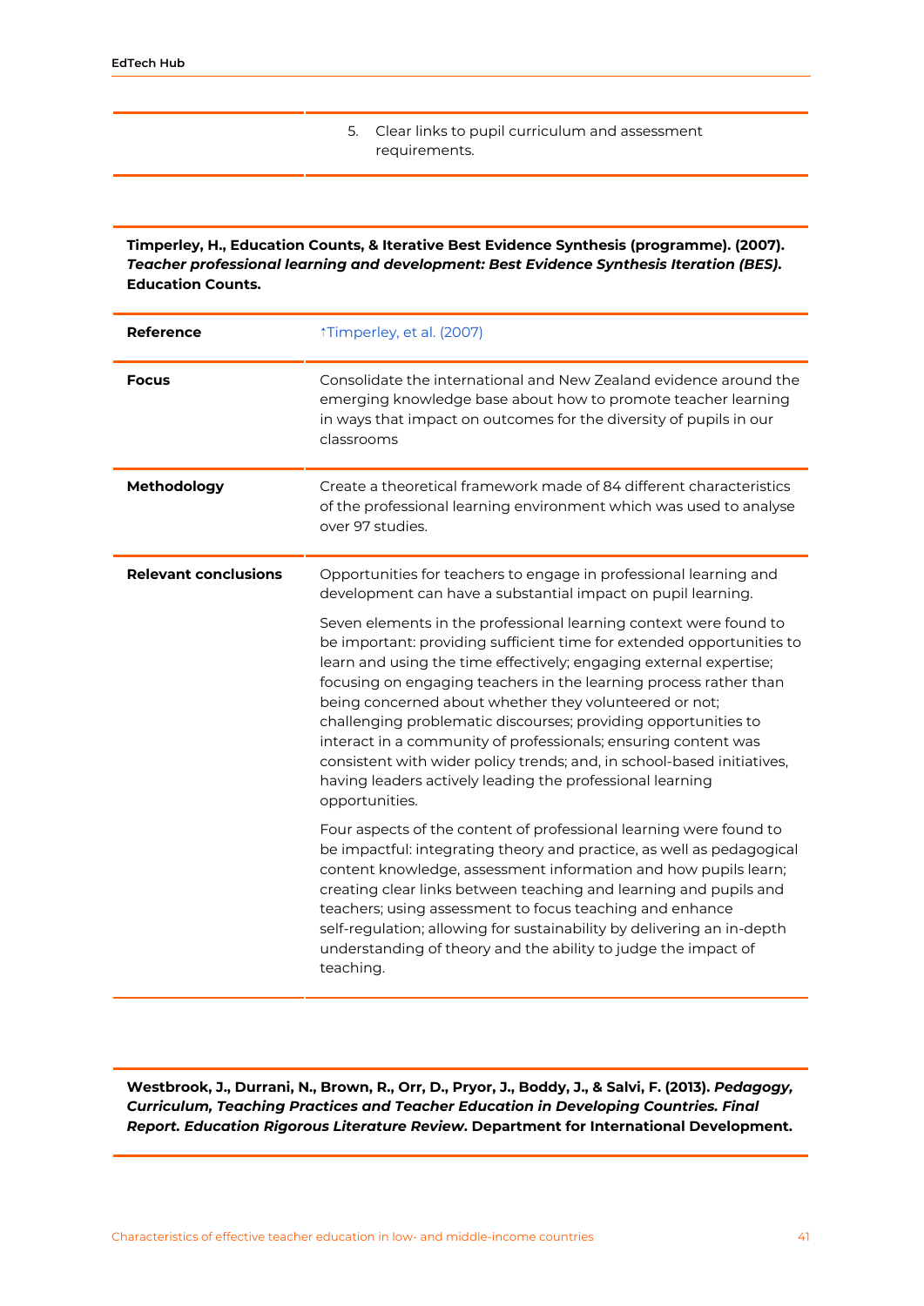|  | 5. Clear links to pupil curriculum and assessment requirements. |
|---|---|

**Timperley, H., Education Counts, & Iterative Best Evidence Synthesis (programme). (2007). *Teacher professional learning and development: Best Evidence Synthesis Iteration (BES).* Education Counts.**

| | |
|---|---|
| **Reference** | ↑Timperley, et al. (2007) |
| **Focus** | Consolidate the international and New Zealand evidence around the emerging knowledge base about how to promote teacher learning in ways that impact on outcomes for the diversity of pupils in our classrooms |
| **Methodology** | Create a theoretical framework made of 84 different characteristics of the professional learning environment which was used to analyse over 97 studies. |
| **Relevant conclusions** | Opportunities for teachers to engage in professional learning and development can have a substantial impact on pupil learning.<br><br>Seven elements in the professional learning context were found to be important: providing sufficient time for extended opportunities to learn and using the time effectively; engaging external expertise; focusing on engaging teachers in the learning process rather than being concerned about whether they volunteered or not; challenging problematic discourses; providing opportunities to interact in a community of professionals; ensuring content was consistent with wider policy trends; and, in school-based initiatives, having leaders actively leading the professional learning opportunities.<br><br>Four aspects of the content of professional learning were found to be impactful: integrating theory and practice, as well as pedagogical content knowledge, assessment information and how pupils learn; creating clear links between teaching and learning and pupils and teachers; using assessment to focus teaching and enhance self-regulation; allowing for sustainability by delivering an in-depth understanding of theory and the ability to judge the impact of teaching. |

**Westbrook, J., Durrani, N., Brown, R., Orr, D., Pryor, J., Boddy, J., & Salvi, F. (2013). *Pedagogy, Curriculum, Teaching Practices and Teacher Education in Developing Countries. Final Report. Education Rigorous Literature Review.* Department for International Development.**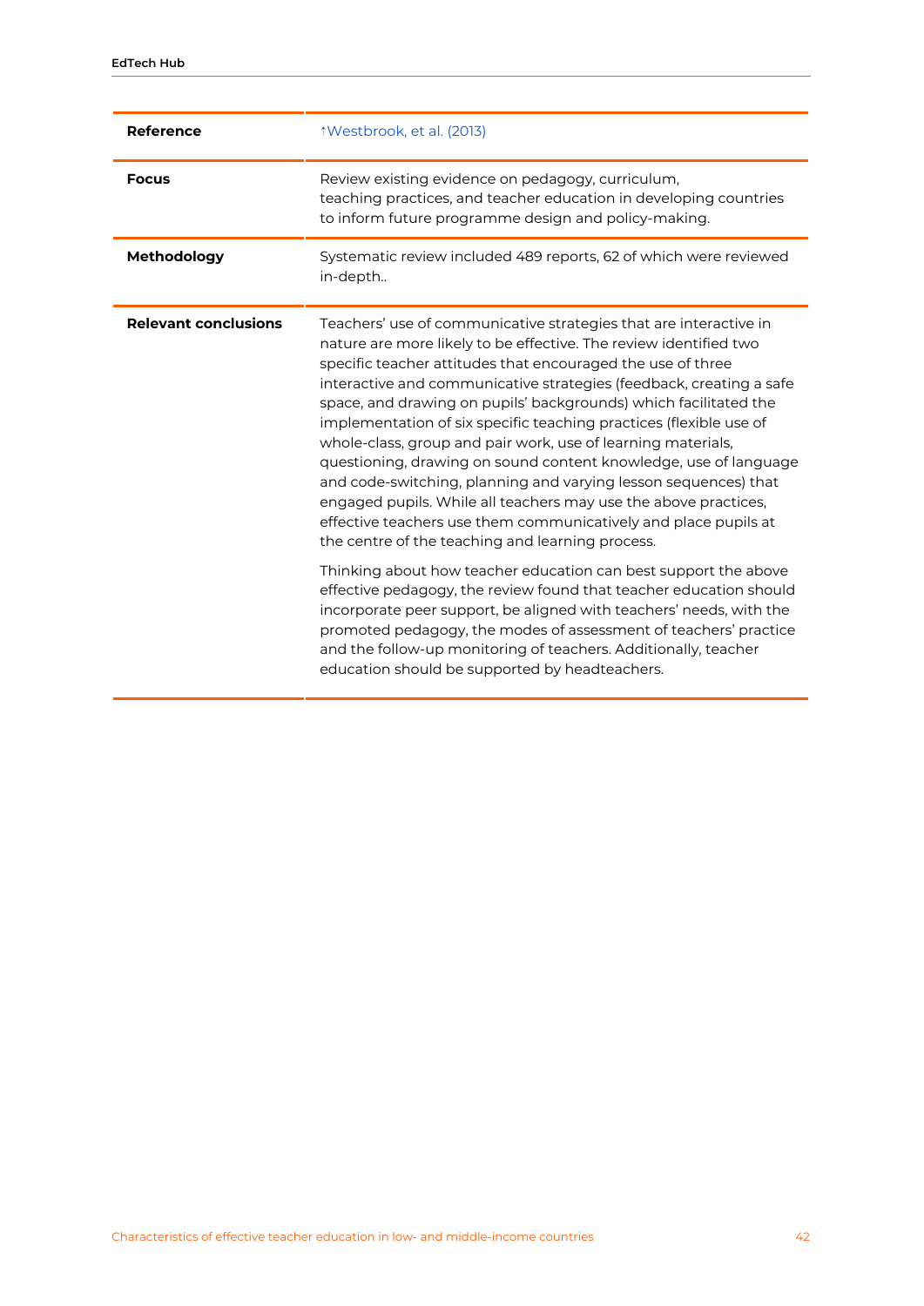| | |
|---|---|
| **Reference** | ↑Westbrook, et al. (2013) |
| **Focus** | Review existing evidence on pedagogy, curriculum, teaching practices, and teacher education in developing countries to inform future programme design and policy-making. |
| **Methodology** | Systematic review included 489 reports, 62 of which were reviewed in-depth.. |
| **Relevant conclusions** | Teachers' use of communicative strategies that are interactive in nature are more likely to be effective. The review identified two specific teacher attitudes that encouraged the use of three interactive and communicative strategies (feedback, creating a safe space, and drawing on pupils' backgrounds) which facilitated the implementation of six specific teaching practices (flexible use of whole-class, group and pair work, use of learning materials, questioning, drawing on sound content knowledge, use of language and code-switching, planning and varying lesson sequences) that engaged pupils. While all teachers may use the above practices, effective teachers use them communicatively and place pupils at the centre of the teaching and learning process.<br><br>Thinking about how teacher education can best support the above effective pedagogy, the review found that teacher education should incorporate peer support, be aligned with teachers' needs, with the promoted pedagogy, the modes of assessment of teachers' practice and the follow-up monitoring of teachers. Additionally, teacher education should be supported by headteachers. |